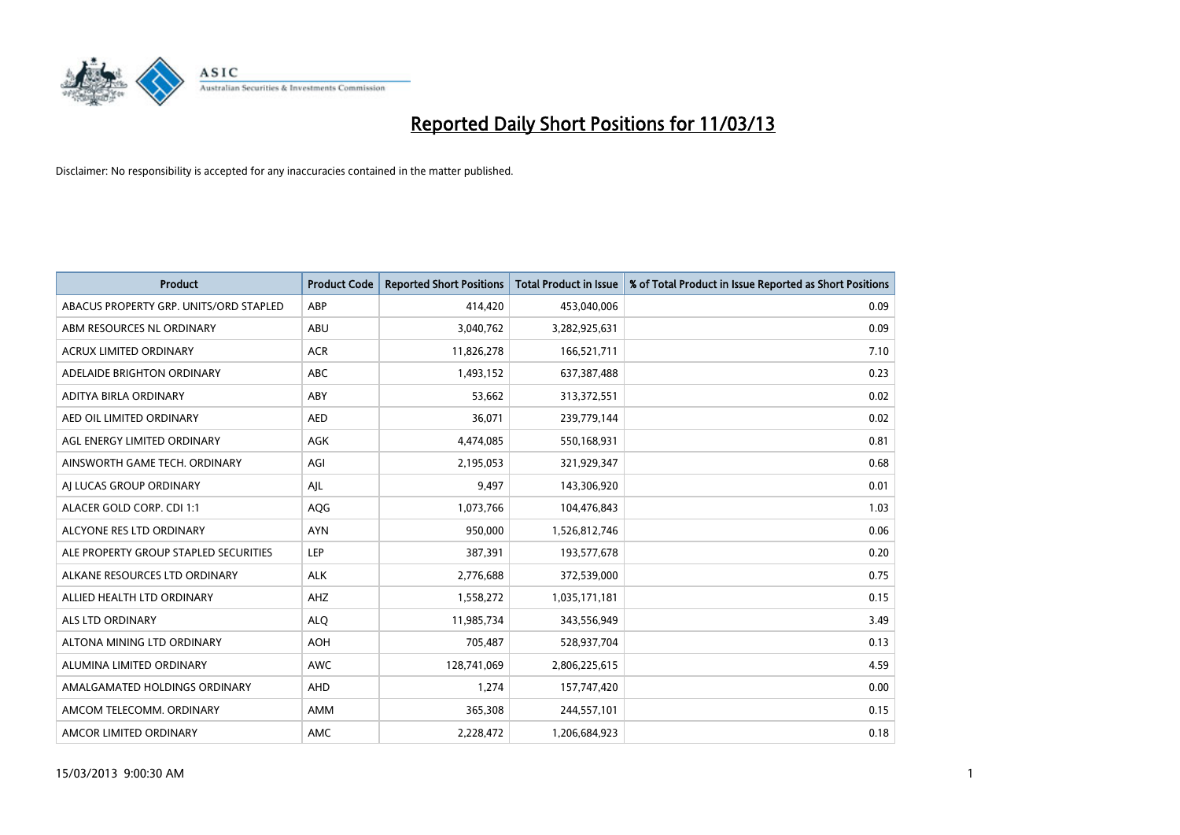# Reported Daily Short Positions for 11/03/13

Disclaimer: No responsibility is accepted for any inaccuracies contained in the matter published.

| Product | Product Code | Reported Short Positions | Total Product in Issue | % of Total Product in Issue Reported as Short Positions |
| --- | --- | --- | --- | --- |
| ABACUS PROPERTY GRP. UNITS/ORD STAPLED | ABP | 414,420 | 453,040,006 | 0.09 |
| ABM RESOURCES NL ORDINARY | ABU | 3,040,762 | 3,282,925,631 | 0.09 |
| ACRUX LIMITED ORDINARY | ACR | 11,826,278 | 166,521,711 | 7.10 |
| ADELAIDE BRIGHTON ORDINARY | ABC | 1,493,152 | 637,387,488 | 0.23 |
| ADITYA BIRLA ORDINARY | ABY | 53,662 | 313,372,551 | 0.02 |
| AED OIL LIMITED ORDINARY | AED | 36,071 | 239,779,144 | 0.02 |
| AGL ENERGY LIMITED ORDINARY | AGK | 4,474,085 | 550,168,931 | 0.81 |
| AINSWORTH GAME TECH. ORDINARY | AGI | 2,195,053 | 321,929,347 | 0.68 |
| AJ LUCAS GROUP ORDINARY | AJL | 9,497 | 143,306,920 | 0.01 |
| ALACER GOLD CORP. CDI 1:1 | AQG | 1,073,766 | 104,476,843 | 1.03 |
| ALCYONE RES LTD ORDINARY | AYN | 950,000 | 1,526,812,746 | 0.06 |
| ALE PROPERTY GROUP STAPLED SECURITIES | LEP | 387,391 | 193,577,678 | 0.20 |
| ALKANE RESOURCES LTD ORDINARY | ALK | 2,776,688 | 372,539,000 | 0.75 |
| ALLIED HEALTH LTD ORDINARY | AHZ | 1,558,272 | 1,035,171,181 | 0.15 |
| ALS LTD ORDINARY | ALQ | 11,985,734 | 343,556,949 | 3.49 |
| ALTONA MINING LTD ORDINARY | AOH | 705,487 | 528,937,704 | 0.13 |
| ALUMINA LIMITED ORDINARY | AWC | 128,741,069 | 2,806,225,615 | 4.59 |
| AMALGAMATED HOLDINGS ORDINARY | AHD | 1,274 | 157,747,420 | 0.00 |
| AMCOM TELECOMM. ORDINARY | AMM | 365,308 | 244,557,101 | 0.15 |
| AMCOR LIMITED ORDINARY | AMC | 2,228,472 | 1,206,684,923 | 0.18 |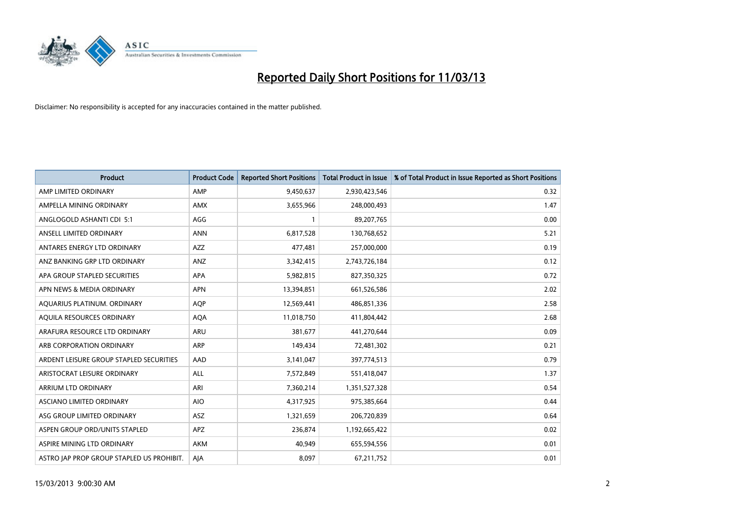# Reported Daily Short Positions for 11/03/13

Disclaimer: No responsibility is accepted for any inaccuracies contained in the matter published.

| Product | Product Code | Reported Short Positions | Total Product in Issue | % of Total Product in Issue Reported as Short Positions |
|---|---|---|---|---|
| AMP LIMITED ORDINARY | AMP | 9,450,637 | 2,930,423,546 | 0.32 |
| AMPELLA MINING ORDINARY | AMX | 3,655,966 | 248,000,493 | 1.47 |
| ANGLOGOLD ASHANTI CDI 5:1 | AGG | 1 | 89,207,765 | 0.00 |
| ANSELL LIMITED ORDINARY | ANN | 6,817,528 | 130,768,652 | 5.21 |
| ANTARES ENERGY LTD ORDINARY | AZZ | 477,481 | 257,000,000 | 0.19 |
| ANZ BANKING GRP LTD ORDINARY | ANZ | 3,342,415 | 2,743,726,184 | 0.12 |
| APA GROUP STAPLED SECURITIES | APA | 5,982,815 | 827,350,325 | 0.72 |
| APN NEWS & MEDIA ORDINARY | APN | 13,394,851 | 661,526,586 | 2.02 |
| AQUARIUS PLATINUM. ORDINARY | AQP | 12,569,441 | 486,851,336 | 2.58 |
| AQUILA RESOURCES ORDINARY | AQA | 11,018,750 | 411,804,442 | 2.68 |
| ARAFURA RESOURCE LTD ORDINARY | ARU | 381,677 | 441,270,644 | 0.09 |
| ARB CORPORATION ORDINARY | ARP | 149,434 | 72,481,302 | 0.21 |
| ARDENT LEISURE GROUP STAPLED SECURITIES | AAD | 3,141,047 | 397,774,513 | 0.79 |
| ARISTOCRAT LEISURE ORDINARY | ALL | 7,572,849 | 551,418,047 | 1.37 |
| ARRIUM LTD ORDINARY | ARI | 7,360,214 | 1,351,527,328 | 0.54 |
| ASCIANO LIMITED ORDINARY | AIO | 4,317,925 | 975,385,664 | 0.44 |
| ASG GROUP LIMITED ORDINARY | ASZ | 1,321,659 | 206,720,839 | 0.64 |
| ASPEN GROUP ORD/UNITS STAPLED | APZ | 236,874 | 1,192,665,422 | 0.02 |
| ASPIRE MINING LTD ORDINARY | AKM | 40,949 | 655,594,556 | 0.01 |
| ASTRO JAP PROP GROUP STAPLED US PROHIBIT. | AJA | 8,097 | 67,211,752 | 0.01 |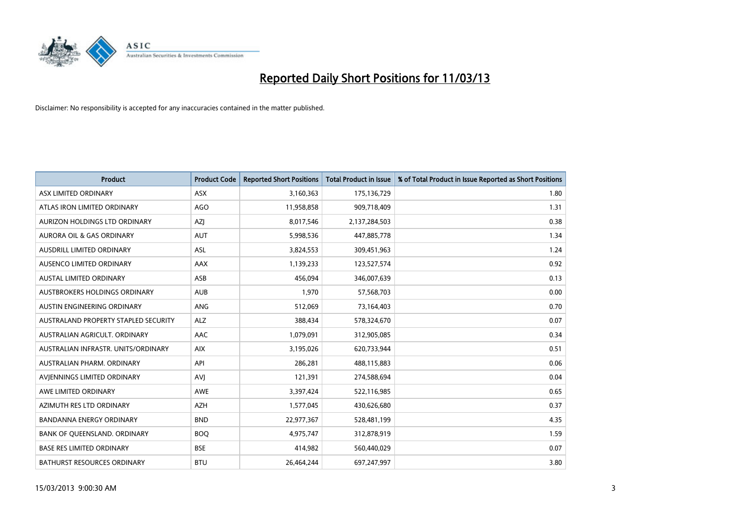# Reported Daily Short Positions for 11/03/13

Disclaimer: No responsibility is accepted for any inaccuracies contained in the matter published.

| Product | Product Code | Reported Short Positions | Total Product in Issue | % of Total Product in Issue Reported as Short Positions |
|---|---|---|---|---|
| ASX LIMITED ORDINARY | ASX | 3,160,363 | 175,136,729 | 1.80 |
| ATLAS IRON LIMITED ORDINARY | AGO | 11,958,858 | 909,718,409 | 1.31 |
| AURIZON HOLDINGS LTD ORDINARY | AZJ | 8,017,546 | 2,137,284,503 | 0.38 |
| AURORA OIL & GAS ORDINARY | AUT | 5,998,536 | 447,885,778 | 1.34 |
| AUSDRILL LIMITED ORDINARY | ASL | 3,824,553 | 309,451,963 | 1.24 |
| AUSENCO LIMITED ORDINARY | AAX | 1,139,233 | 123,527,574 | 0.92 |
| AUSTAL LIMITED ORDINARY | ASB | 456,094 | 346,007,639 | 0.13 |
| AUSTBROKERS HOLDINGS ORDINARY | AUB | 1,970 | 57,568,703 | 0.00 |
| AUSTIN ENGINEERING ORDINARY | ANG | 512,069 | 73,164,403 | 0.70 |
| AUSTRALAND PROPERTY STAPLED SECURITY | ALZ | 388,434 | 578,324,670 | 0.07 |
| AUSTRALIAN AGRICULT. ORDINARY | AAC | 1,079,091 | 312,905,085 | 0.34 |
| AUSTRALIAN INFRASTR. UNITS/ORDINARY | AIX | 3,195,026 | 620,733,944 | 0.51 |
| AUSTRALIAN PHARM. ORDINARY | API | 286,281 | 488,115,883 | 0.06 |
| AVJENNINGS LIMITED ORDINARY | AVJ | 121,391 | 274,588,694 | 0.04 |
| AWE LIMITED ORDINARY | AWE | 3,397,424 | 522,116,985 | 0.65 |
| AZIMUTH RES LTD ORDINARY | AZH | 1,577,045 | 430,626,680 | 0.37 |
| BANDANNA ENERGY ORDINARY | BND | 22,977,367 | 528,481,199 | 4.35 |
| BANK OF QUEENSLAND. ORDINARY | BOQ | 4,975,747 | 312,878,919 | 1.59 |
| BASE RES LIMITED ORDINARY | BSE | 414,982 | 560,440,029 | 0.07 |
| BATHURST RESOURCES ORDINARY | BTU | 26,464,244 | 697,247,997 | 3.80 |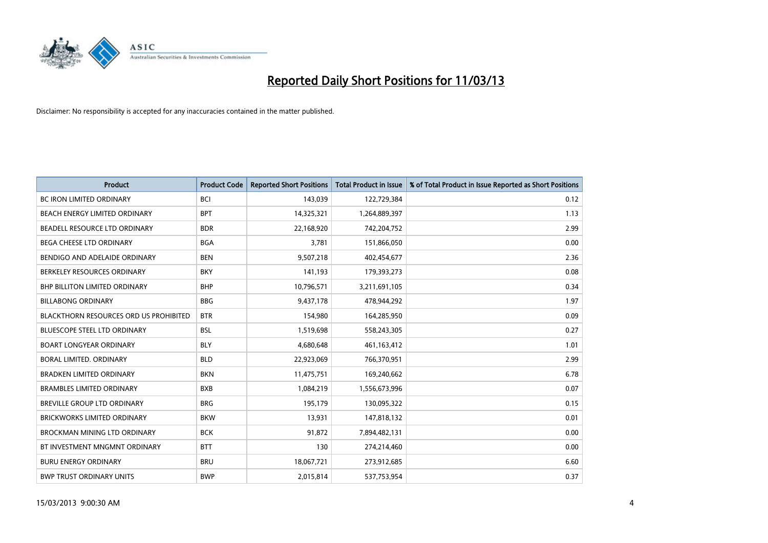# Reported Daily Short Positions for 11/03/13

Disclaimer: No responsibility is accepted for any inaccuracies contained in the matter published.

| Product | Product Code | Reported Short Positions | Total Product in Issue | % of Total Product in Issue Reported as Short Positions |
|---|---|---|---|---|
| BC IRON LIMITED ORDINARY | BCI | 143,039 | 122,729,384 | 0.12 |
| BEACH ENERGY LIMITED ORDINARY | BPT | 14,325,321 | 1,264,889,397 | 1.13 |
| BEADELL RESOURCE LTD ORDINARY | BDR | 22,168,920 | 742,204,752 | 2.99 |
| BEGA CHEESE LTD ORDINARY | BGA | 3,781 | 151,866,050 | 0.00 |
| BENDIGO AND ADELAIDE ORDINARY | BEN | 9,507,218 | 402,454,677 | 2.36 |
| BERKELEY RESOURCES ORDINARY | BKY | 141,193 | 179,393,273 | 0.08 |
| BHP BILLITON LIMITED ORDINARY | BHP | 10,796,571 | 3,211,691,105 | 0.34 |
| BILLABONG ORDINARY | BBG | 9,437,178 | 478,944,292 | 1.97 |
| BLACKTHORN RESOURCES ORD US PROHIBITED | BTR | 154,980 | 164,285,950 | 0.09 |
| BLUESCOPE STEEL LTD ORDINARY | BSL | 1,519,698 | 558,243,305 | 0.27 |
| BOART LONGYEAR ORDINARY | BLY | 4,680,648 | 461,163,412 | 1.01 |
| BORAL LIMITED. ORDINARY | BLD | 22,923,069 | 766,370,951 | 2.99 |
| BRADKEN LIMITED ORDINARY | BKN | 11,475,751 | 169,240,662 | 6.78 |
| BRAMBLES LIMITED ORDINARY | BXB | 1,084,219 | 1,556,673,996 | 0.07 |
| BREVILLE GROUP LTD ORDINARY | BRG | 195,179 | 130,095,322 | 0.15 |
| BRICKWORKS LIMITED ORDINARY | BKW | 13,931 | 147,818,132 | 0.01 |
| BROCKMAN MINING LTD ORDINARY | BCK | 91,872 | 7,894,482,131 | 0.00 |
| BT INVESTMENT MNGMNT ORDINARY | BTT | 130 | 274,214,460 | 0.00 |
| BURU ENERGY ORDINARY | BRU | 18,067,721 | 273,912,685 | 6.60 |
| BWP TRUST ORDINARY UNITS | BWP | 2,015,814 | 537,753,954 | 0.37 |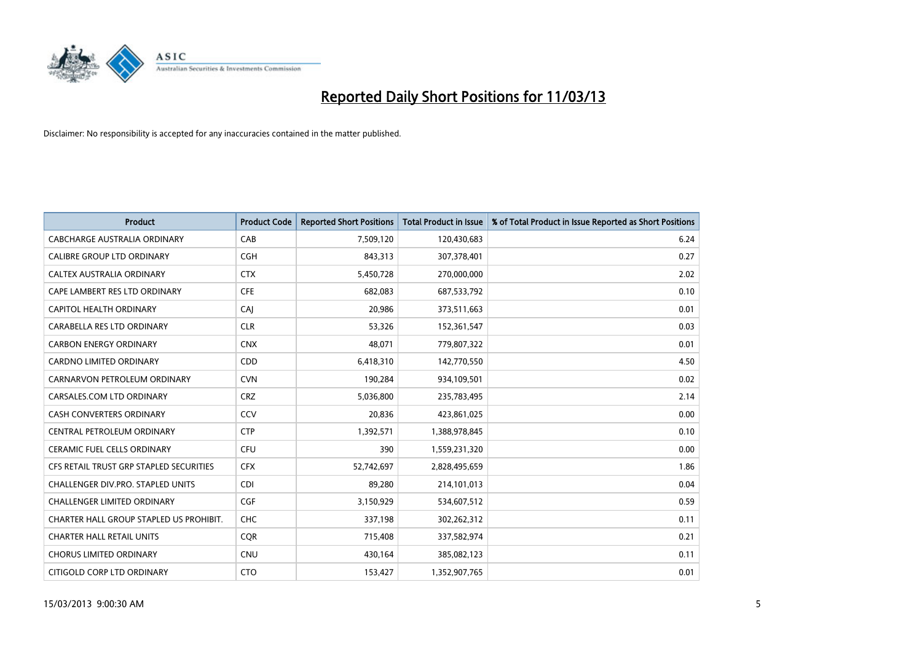# Reported Daily Short Positions for 11/03/13

Disclaimer: No responsibility is accepted for any inaccuracies contained in the matter published.

| Product | Product Code | Reported Short Positions | Total Product in Issue | % of Total Product in Issue Reported as Short Positions |
|---|---|---|---|---|
| CABCHARGE AUSTRALIA ORDINARY | CAB | 7,509,120 | 120,430,683 | 6.24 |
| CALIBRE GROUP LTD ORDINARY | CGH | 843,313 | 307,378,401 | 0.27 |
| CALTEX AUSTRALIA ORDINARY | CTX | 5,450,728 | 270,000,000 | 2.02 |
| CAPE LAMBERT RES LTD ORDINARY | CFE | 682,083 | 687,533,792 | 0.10 |
| CAPITOL HEALTH ORDINARY | CAJ | 20,986 | 373,511,663 | 0.01 |
| CARABELLA RES LTD ORDINARY | CLR | 53,326 | 152,361,547 | 0.03 |
| CARBON ENERGY ORDINARY | CNX | 48,071 | 779,807,322 | 0.01 |
| CARDNO LIMITED ORDINARY | CDD | 6,418,310 | 142,770,550 | 4.50 |
| CARNARVON PETROLEUM ORDINARY | CVN | 190,284 | 934,109,501 | 0.02 |
| CARSALES.COM LTD ORDINARY | CRZ | 5,036,800 | 235,783,495 | 2.14 |
| CASH CONVERTERS ORDINARY | CCV | 20,836 | 423,861,025 | 0.00 |
| CENTRAL PETROLEUM ORDINARY | CTP | 1,392,571 | 1,388,978,845 | 0.10 |
| CERAMIC FUEL CELLS ORDINARY | CFU | 390 | 1,559,231,320 | 0.00 |
| CFS RETAIL TRUST GRP STAPLED SECURITIES | CFX | 52,742,697 | 2,828,495,659 | 1.86 |
| CHALLENGER DIV.PRO. STAPLED UNITS | CDI | 89,280 | 214,101,013 | 0.04 |
| CHALLENGER LIMITED ORDINARY | CGF | 3,150,929 | 534,607,512 | 0.59 |
| CHARTER HALL GROUP STAPLED US PROHIBIT. | CHC | 337,198 | 302,262,312 | 0.11 |
| CHARTER HALL RETAIL UNITS | CQR | 715,408 | 337,582,974 | 0.21 |
| CHORUS LIMITED ORDINARY | CNU | 430,164 | 385,082,123 | 0.11 |
| CITIGOLD CORP LTD ORDINARY | CTO | 153,427 | 1,352,907,765 | 0.01 |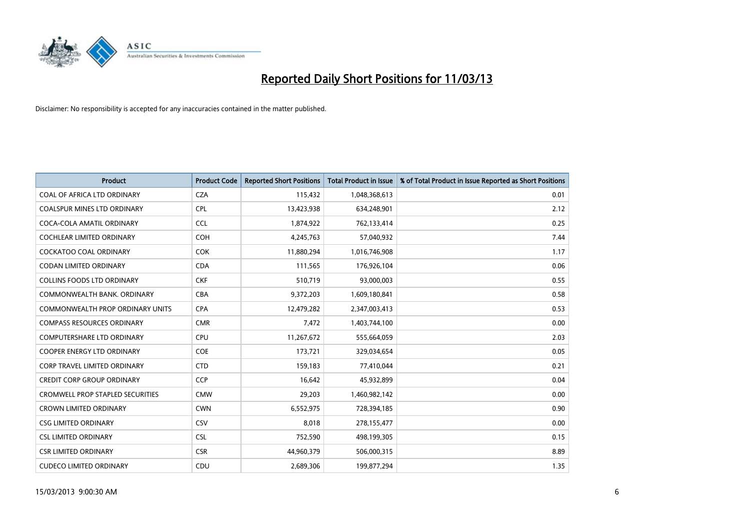# Reported Daily Short Positions for 11/03/13

Disclaimer: No responsibility is accepted for any inaccuracies contained in the matter published.

| Product | Product Code | Reported Short Positions | Total Product in Issue | % of Total Product in Issue Reported as Short Positions |
|---|---|---|---|---|
| COAL OF AFRICA LTD ORDINARY | CZA | 115,432 | 1,048,368,613 | 0.01 |
| COALSPUR MINES LTD ORDINARY | CPL | 13,423,938 | 634,248,901 | 2.12 |
| COCA-COLA AMATIL ORDINARY | CCL | 1,874,922 | 762,133,414 | 0.25 |
| COCHLEAR LIMITED ORDINARY | COH | 4,245,763 | 57,040,932 | 7.44 |
| COCKATOO COAL ORDINARY | COK | 11,880,294 | 1,016,746,908 | 1.17 |
| CODAN LIMITED ORDINARY | CDA | 111,565 | 176,926,104 | 0.06 |
| COLLINS FOODS LTD ORDINARY | CKF | 510,719 | 93,000,003 | 0.55 |
| COMMONWEALTH BANK. ORDINARY | CBA | 9,372,203 | 1,609,180,841 | 0.58 |
| COMMONWEALTH PROP ORDINARY UNITS | CPA | 12,479,282 | 2,347,003,413 | 0.53 |
| COMPASS RESOURCES ORDINARY | CMR | 7,472 | 1,403,744,100 | 0.00 |
| COMPUTERSHARE LTD ORDINARY | CPU | 11,267,672 | 555,664,059 | 2.03 |
| COOPER ENERGY LTD ORDINARY | COE | 173,721 | 329,034,654 | 0.05 |
| CORP TRAVEL LIMITED ORDINARY | CTD | 159,183 | 77,410,044 | 0.21 |
| CREDIT CORP GROUP ORDINARY | CCP | 16,642 | 45,932,899 | 0.04 |
| CROMWELL PROP STAPLED SECURITIES | CMW | 29,203 | 1,460,982,142 | 0.00 |
| CROWN LIMITED ORDINARY | CWN | 6,552,975 | 728,394,185 | 0.90 |
| CSG LIMITED ORDINARY | CSV | 8,018 | 278,155,477 | 0.00 |
| CSL LIMITED ORDINARY | CSL | 752,590 | 498,199,305 | 0.15 |
| CSR LIMITED ORDINARY | CSR | 44,960,379 | 506,000,315 | 8.89 |
| CUDECO LIMITED ORDINARY | CDU | 2,689,306 | 199,877,294 | 1.35 |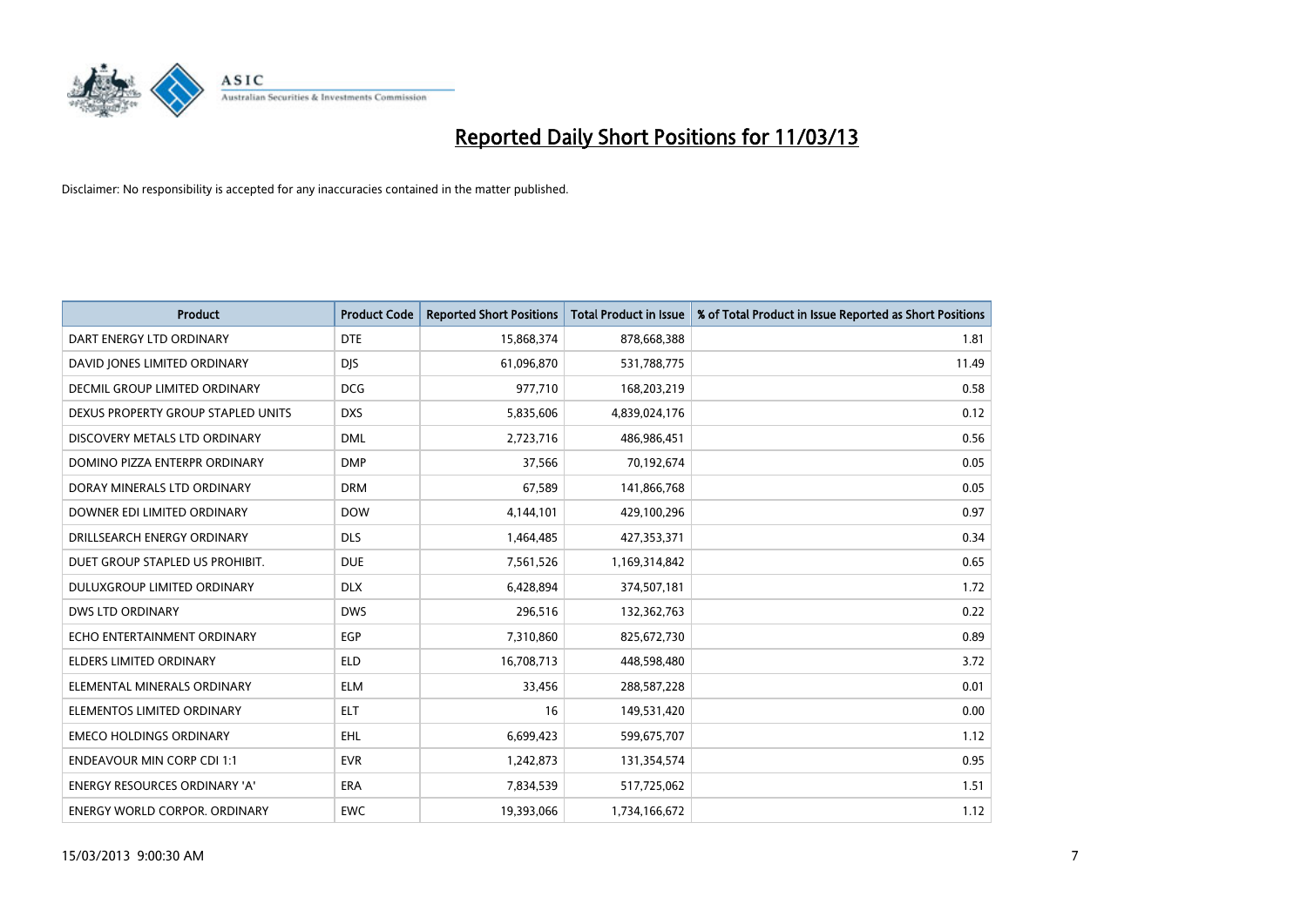# Reported Daily Short Positions for 11/03/13

Disclaimer: No responsibility is accepted for any inaccuracies contained in the matter published.

| Product | Product Code | Reported Short Positions | Total Product in Issue | % of Total Product in Issue Reported as Short Positions |
|---|---|---|---|---|
| DART ENERGY LTD ORDINARY | DTE | 15,868,374 | 878,668,388 | 1.81 |
| DAVID JONES LIMITED ORDINARY | DJS | 61,096,870 | 531,788,775 | 11.49 |
| DECMIL GROUP LIMITED ORDINARY | DCG | 977,710 | 168,203,219 | 0.58 |
| DEXUS PROPERTY GROUP STAPLED UNITS | DXS | 5,835,606 | 4,839,024,176 | 0.12 |
| DISCOVERY METALS LTD ORDINARY | DML | 2,723,716 | 486,986,451 | 0.56 |
| DOMINO PIZZA ENTERPR ORDINARY | DMP | 37,566 | 70,192,674 | 0.05 |
| DORAY MINERALS LTD ORDINARY | DRM | 67,589 | 141,866,768 | 0.05 |
| DOWNER EDI LIMITED ORDINARY | DOW | 4,144,101 | 429,100,296 | 0.97 |
| DRILLSEARCH ENERGY ORDINARY | DLS | 1,464,485 | 427,353,371 | 0.34 |
| DUET GROUP STAPLED US PROHIBIT. | DUE | 7,561,526 | 1,169,314,842 | 0.65 |
| DULUXGROUP LIMITED ORDINARY | DLX | 6,428,894 | 374,507,181 | 1.72 |
| DWS LTD ORDINARY | DWS | 296,516 | 132,362,763 | 0.22 |
| ECHO ENTERTAINMENT ORDINARY | EGP | 7,310,860 | 825,672,730 | 0.89 |
| ELDERS LIMITED ORDINARY | ELD | 16,708,713 | 448,598,480 | 3.72 |
| ELEMENTAL MINERALS ORDINARY | ELM | 33,456 | 288,587,228 | 0.01 |
| ELEMENTOS LIMITED ORDINARY | ELT | 16 | 149,531,420 | 0.00 |
| EMECO HOLDINGS ORDINARY | EHL | 6,699,423 | 599,675,707 | 1.12 |
| ENDEAVOUR MIN CORP CDI 1:1 | EVR | 1,242,873 | 131,354,574 | 0.95 |
| ENERGY RESOURCES ORDINARY 'A' | ERA | 7,834,539 | 517,725,062 | 1.51 |
| ENERGY WORLD CORPOR. ORDINARY | EWC | 19,393,066 | 1,734,166,672 | 1.12 |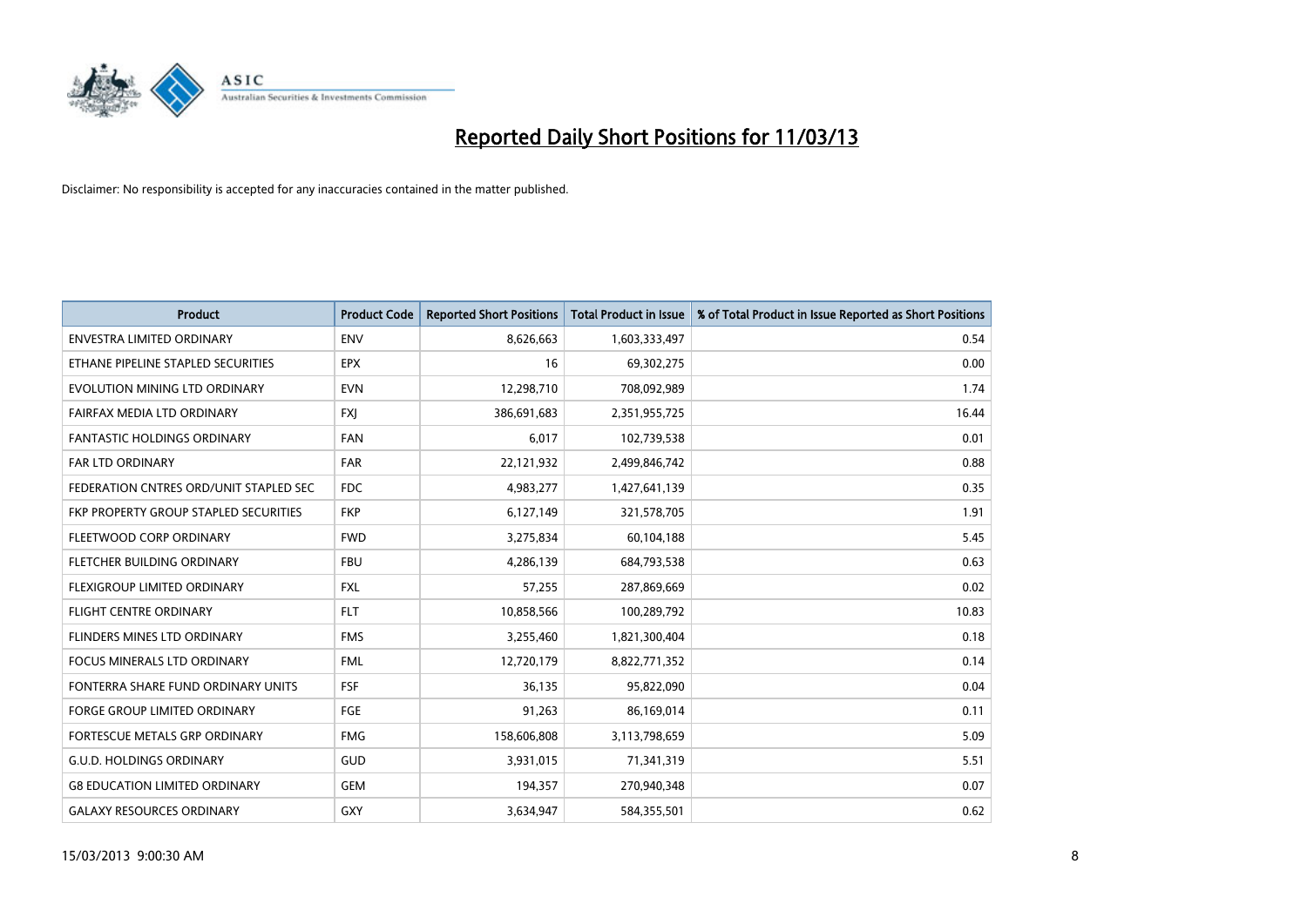# Reported Daily Short Positions for 11/03/13

Disclaimer: No responsibility is accepted for any inaccuracies contained in the matter published.

| Product | Product Code | Reported Short Positions | Total Product in Issue | % of Total Product in Issue Reported as Short Positions |
|---|---|---|---|---|
| ENVESTRA LIMITED ORDINARY | ENV | 8,626,663 | 1,603,333,497 | 0.54 |
| ETHANE PIPELINE STAPLED SECURITIES | EPX | 16 | 69,302,275 | 0.00 |
| EVOLUTION MINING LTD ORDINARY | EVN | 12,298,710 | 708,092,989 | 1.74 |
| FAIRFAX MEDIA LTD ORDINARY | FXJ | 386,691,683 | 2,351,955,725 | 16.44 |
| FANTASTIC HOLDINGS ORDINARY | FAN | 6,017 | 102,739,538 | 0.01 |
| FAR LTD ORDINARY | FAR | 22,121,932 | 2,499,846,742 | 0.88 |
| FEDERATION CNTRES ORD/UNIT STAPLED SEC | FDC | 4,983,277 | 1,427,641,139 | 0.35 |
| FKP PROPERTY GROUP STAPLED SECURITIES | FKP | 6,127,149 | 321,578,705 | 1.91 |
| FLEETWOOD CORP ORDINARY | FWD | 3,275,834 | 60,104,188 | 5.45 |
| FLETCHER BUILDING ORDINARY | FBU | 4,286,139 | 684,793,538 | 0.63 |
| FLEXIGROUP LIMITED ORDINARY | FXL | 57,255 | 287,869,669 | 0.02 |
| FLIGHT CENTRE ORDINARY | FLT | 10,858,566 | 100,289,792 | 10.83 |
| FLINDERS MINES LTD ORDINARY | FMS | 3,255,460 | 1,821,300,404 | 0.18 |
| FOCUS MINERALS LTD ORDINARY | FML | 12,720,179 | 8,822,771,352 | 0.14 |
| FONTERRA SHARE FUND ORDINARY UNITS | FSF | 36,135 | 95,822,090 | 0.04 |
| FORGE GROUP LIMITED ORDINARY | FGE | 91,263 | 86,169,014 | 0.11 |
| FORTESCUE METALS GRP ORDINARY | FMG | 158,606,808 | 3,113,798,659 | 5.09 |
| G.U.D. HOLDINGS ORDINARY | GUD | 3,931,015 | 71,341,319 | 5.51 |
| G8 EDUCATION LIMITED ORDINARY | GEM | 194,357 | 270,940,348 | 0.07 |
| GALAXY RESOURCES ORDINARY | GXY | 3,634,947 | 584,355,501 | 0.62 |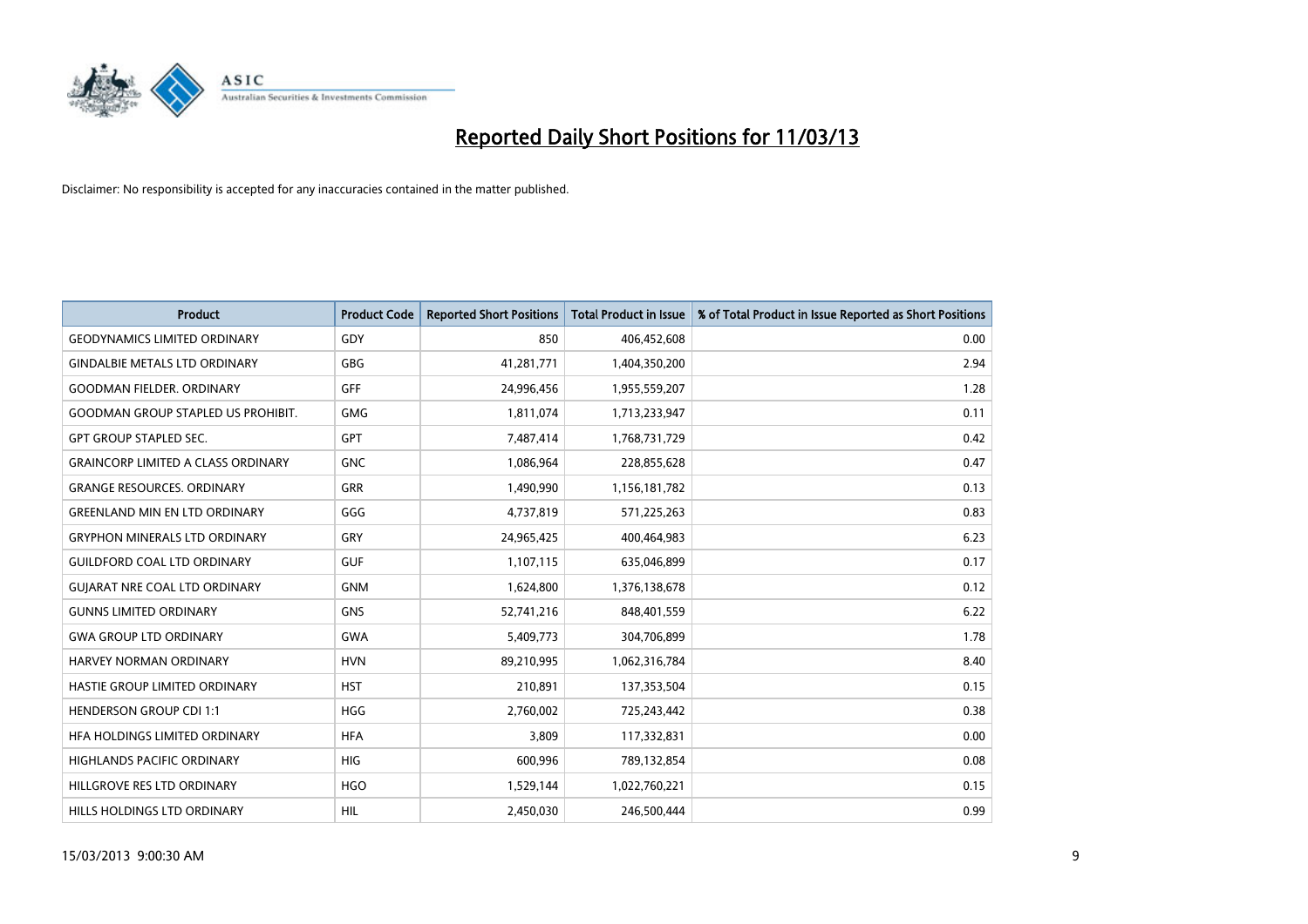# Reported Daily Short Positions for 11/03/13

Disclaimer: No responsibility is accepted for any inaccuracies contained in the matter published.

| Product | Product Code | Reported Short Positions | Total Product in Issue | % of Total Product in Issue Reported as Short Positions |
|---|---|---|---|---|
| GEODYNAMICS LIMITED ORDINARY | GDY | 850 | 406,452,608 | 0.00 |
| GINDALBIE METALS LTD ORDINARY | GBG | 41,281,771 | 1,404,350,200 | 2.94 |
| GOODMAN FIELDER. ORDINARY | GFF | 24,996,456 | 1,955,559,207 | 1.28 |
| GOODMAN GROUP STAPLED US PROHIBIT. | GMG | 1,811,074 | 1,713,233,947 | 0.11 |
| GPT GROUP STAPLED SEC. | GPT | 7,487,414 | 1,768,731,729 | 0.42 |
| GRAINCORP LIMITED A CLASS ORDINARY | GNC | 1,086,964 | 228,855,628 | 0.47 |
| GRANGE RESOURCES. ORDINARY | GRR | 1,490,990 | 1,156,181,782 | 0.13 |
| GREENLAND MIN EN LTD ORDINARY | GGG | 4,737,819 | 571,225,263 | 0.83 |
| GRYPHON MINERALS LTD ORDINARY | GRY | 24,965,425 | 400,464,983 | 6.23 |
| GUILDFORD COAL LTD ORDINARY | GUF | 1,107,115 | 635,046,899 | 0.17 |
| GUJARAT NRE COAL LTD ORDINARY | GNM | 1,624,800 | 1,376,138,678 | 0.12 |
| GUNNS LIMITED ORDINARY | GNS | 52,741,216 | 848,401,559 | 6.22 |
| GWA GROUP LTD ORDINARY | GWA | 5,409,773 | 304,706,899 | 1.78 |
| HARVEY NORMAN ORDINARY | HVN | 89,210,995 | 1,062,316,784 | 8.40 |
| HASTIE GROUP LIMITED ORDINARY | HST | 210,891 | 137,353,504 | 0.15 |
| HENDERSON GROUP CDI 1:1 | HGG | 2,760,002 | 725,243,442 | 0.38 |
| HFA HOLDINGS LIMITED ORDINARY | HFA | 3,809 | 117,332,831 | 0.00 |
| HIGHLANDS PACIFIC ORDINARY | HIG | 600,996 | 789,132,854 | 0.08 |
| HILLGROVE RES LTD ORDINARY | HGO | 1,529,144 | 1,022,760,221 | 0.15 |
| HILLS HOLDINGS LTD ORDINARY | HIL | 2,450,030 | 246,500,444 | 0.99 |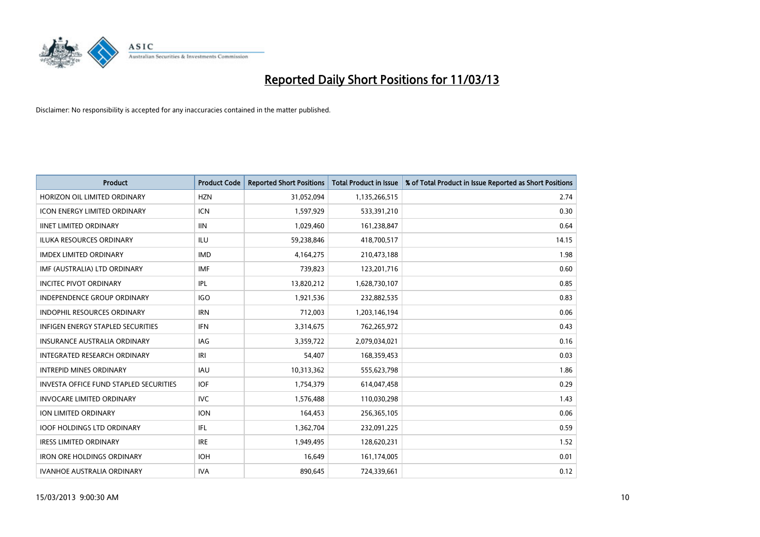# Reported Daily Short Positions for 11/03/13

Disclaimer: No responsibility is accepted for any inaccuracies contained in the matter published.

| Product | Product Code | Reported Short Positions | Total Product in Issue | % of Total Product in Issue Reported as Short Positions |
|---|---|---|---|---|
| HORIZON OIL LIMITED ORDINARY | HZN | 31,052,094 | 1,135,266,515 | 2.74 |
| ICON ENERGY LIMITED ORDINARY | ICN | 1,597,929 | 533,391,210 | 0.30 |
| IINET LIMITED ORDINARY | IIN | 1,029,460 | 161,238,847 | 0.64 |
| ILUKA RESOURCES ORDINARY | ILU | 59,238,846 | 418,700,517 | 14.15 |
| IMDEX LIMITED ORDINARY | IMD | 4,164,275 | 210,473,188 | 1.98 |
| IMF (AUSTRALIA) LTD ORDINARY | IMF | 739,823 | 123,201,716 | 0.60 |
| INCITEC PIVOT ORDINARY | IPL | 13,820,212 | 1,628,730,107 | 0.85 |
| INDEPENDENCE GROUP ORDINARY | IGO | 1,921,536 | 232,882,535 | 0.83 |
| INDOPHIL RESOURCES ORDINARY | IRN | 712,003 | 1,203,146,194 | 0.06 |
| INFIGEN ENERGY STAPLED SECURITIES | IFN | 3,314,675 | 762,265,972 | 0.43 |
| INSURANCE AUSTRALIA ORDINARY | IAG | 3,359,722 | 2,079,034,021 | 0.16 |
| INTEGRATED RESEARCH ORDINARY | IRI | 54,407 | 168,359,453 | 0.03 |
| INTREPID MINES ORDINARY | IAU | 10,313,362 | 555,623,798 | 1.86 |
| INVESTA OFFICE FUND STAPLED SECURITIES | IOF | 1,754,379 | 614,047,458 | 0.29 |
| INVOCARE LIMITED ORDINARY | IVC | 1,576,488 | 110,030,298 | 1.43 |
| ION LIMITED ORDINARY | ION | 164,453 | 256,365,105 | 0.06 |
| IOOF HOLDINGS LTD ORDINARY | IFL | 1,362,704 | 232,091,225 | 0.59 |
| IRESS LIMITED ORDINARY | IRE | 1,949,495 | 128,620,231 | 1.52 |
| IRON ORE HOLDINGS ORDINARY | IOH | 16,649 | 161,174,005 | 0.01 |
| IVANHOE AUSTRALIA ORDINARY | IVA | 890,645 | 724,339,661 | 0.12 |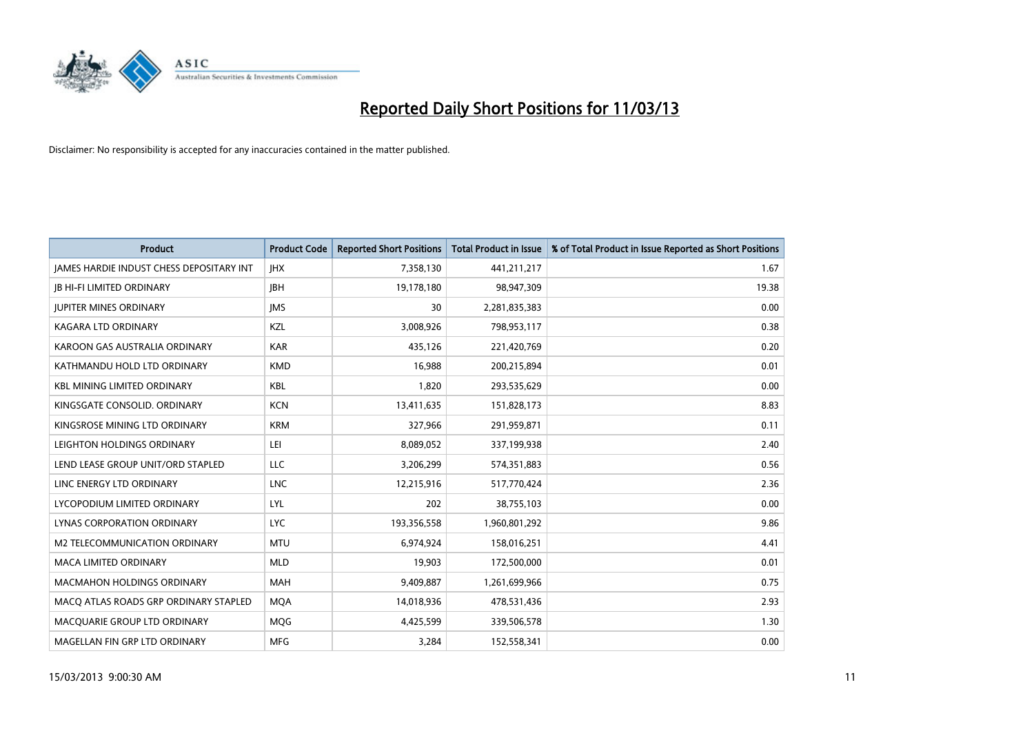# Reported Daily Short Positions for 11/03/13

Disclaimer: No responsibility is accepted for any inaccuracies contained in the matter published.

| Product | Product Code | Reported Short Positions | Total Product in Issue | % of Total Product in Issue Reported as Short Positions |
|---|---|---|---|---|
| JAMES HARDIE INDUST CHESS DEPOSITARY INT | JHX | 7,358,130 | 441,211,217 | 1.67 |
| JB HI-FI LIMITED ORDINARY | JBH | 19,178,180 | 98,947,309 | 19.38 |
| JUPITER MINES ORDINARY | JMS | 30 | 2,281,835,383 | 0.00 |
| KAGARA LTD ORDINARY | KZL | 3,008,926 | 798,953,117 | 0.38 |
| KAROON GAS AUSTRALIA ORDINARY | KAR | 435,126 | 221,420,769 | 0.20 |
| KATHMANDU HOLD LTD ORDINARY | KMD | 16,988 | 200,215,894 | 0.01 |
| KBL MINING LIMITED ORDINARY | KBL | 1,820 | 293,535,629 | 0.00 |
| KINGSGATE CONSOLID. ORDINARY | KCN | 13,411,635 | 151,828,173 | 8.83 |
| KINGSROSE MINING LTD ORDINARY | KRM | 327,966 | 291,959,871 | 0.11 |
| LEIGHTON HOLDINGS ORDINARY | LEI | 8,089,052 | 337,199,938 | 2.40 |
| LEND LEASE GROUP UNIT/ORD STAPLED | LLC | 3,206,299 | 574,351,883 | 0.56 |
| LINC ENERGY LTD ORDINARY | LNC | 12,215,916 | 517,770,424 | 2.36 |
| LYCOPODIUM LIMITED ORDINARY | LYL | 202 | 38,755,103 | 0.00 |
| LYNAS CORPORATION ORDINARY | LYC | 193,356,558 | 1,960,801,292 | 9.86 |
| M2 TELECOMMUNICATION ORDINARY | MTU | 6,974,924 | 158,016,251 | 4.41 |
| MACA LIMITED ORDINARY | MLD | 19,903 | 172,500,000 | 0.01 |
| MACMAHON HOLDINGS ORDINARY | MAH | 9,409,887 | 1,261,699,966 | 0.75 |
| MACQ ATLAS ROADS GRP ORDINARY STAPLED | MQA | 14,018,936 | 478,531,436 | 2.93 |
| MACQUARIE GROUP LTD ORDINARY | MQG | 4,425,599 | 339,506,578 | 1.30 |
| MAGELLAN FIN GRP LTD ORDINARY | MFG | 3,284 | 152,558,341 | 0.00 |

15/03/2013 9:00:30 AM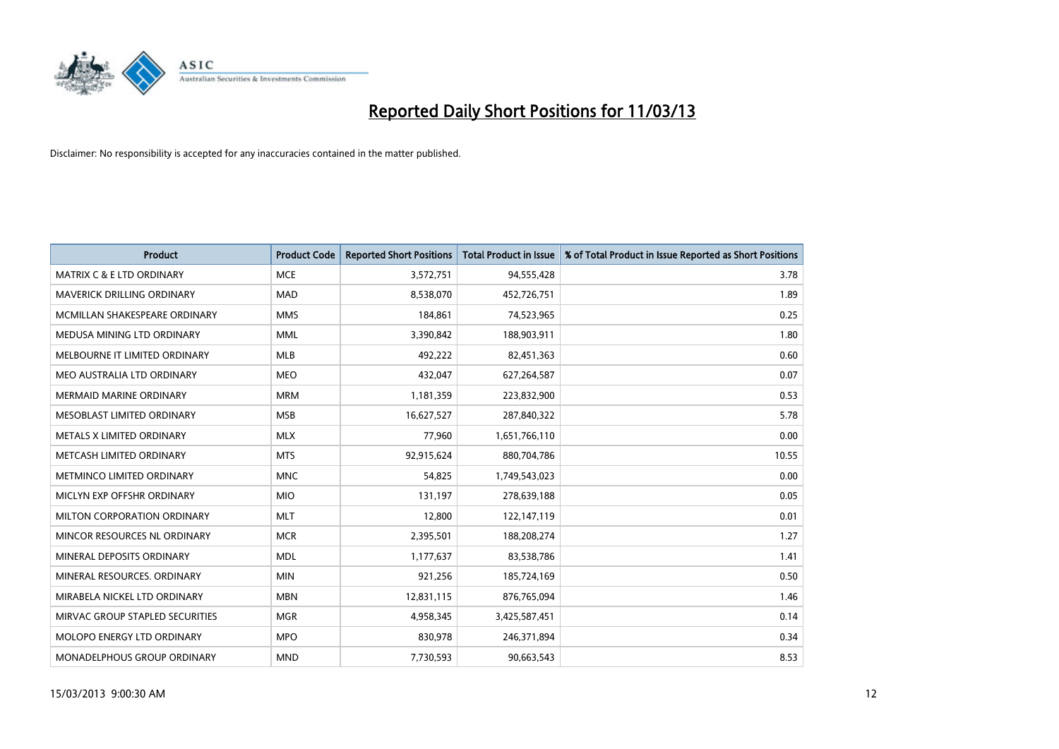# Reported Daily Short Positions for 11/03/13

Disclaimer: No responsibility is accepted for any inaccuracies contained in the matter published.

| Product | Product Code | Reported Short Positions | Total Product in Issue | % of Total Product in Issue Reported as Short Positions |
|---|---|---|---|---|
| MATRIX C & E LTD ORDINARY | MCE | 3,572,751 | 94,555,428 | 3.78 |
| MAVERICK DRILLING ORDINARY | MAD | 8,538,070 | 452,726,751 | 1.89 |
| MCMILLAN SHAKESPEARE ORDINARY | MMS | 184,861 | 74,523,965 | 0.25 |
| MEDUSA MINING LTD ORDINARY | MML | 3,390,842 | 188,903,911 | 1.80 |
| MELBOURNE IT LIMITED ORDINARY | MLB | 492,222 | 82,451,363 | 0.60 |
| MEO AUSTRALIA LTD ORDINARY | MEO | 432,047 | 627,264,587 | 0.07 |
| MERMAID MARINE ORDINARY | MRM | 1,181,359 | 223,832,900 | 0.53 |
| MESOBLAST LIMITED ORDINARY | MSB | 16,627,527 | 287,840,322 | 5.78 |
| METALS X LIMITED ORDINARY | MLX | 77,960 | 1,651,766,110 | 0.00 |
| METCASH LIMITED ORDINARY | MTS | 92,915,624 | 880,704,786 | 10.55 |
| METMINCO LIMITED ORDINARY | MNC | 54,825 | 1,749,543,023 | 0.00 |
| MICLYN EXP OFFSHR ORDINARY | MIO | 131,197 | 278,639,188 | 0.05 |
| MILTON CORPORATION ORDINARY | MLT | 12,800 | 122,147,119 | 0.01 |
| MINCOR RESOURCES NL ORDINARY | MCR | 2,395,501 | 188,208,274 | 1.27 |
| MINERAL DEPOSITS ORDINARY | MDL | 1,177,637 | 83,538,786 | 1.41 |
| MINERAL RESOURCES. ORDINARY | MIN | 921,256 | 185,724,169 | 0.50 |
| MIRABELA NICKEL LTD ORDINARY | MBN | 12,831,115 | 876,765,094 | 1.46 |
| MIRVAC GROUP STAPLED SECURITIES | MGR | 4,958,345 | 3,425,587,451 | 0.14 |
| MOLOPO ENERGY LTD ORDINARY | MPO | 830,978 | 246,371,894 | 0.34 |
| MONADELPHOUS GROUP ORDINARY | MND | 7,730,593 | 90,663,543 | 8.53 |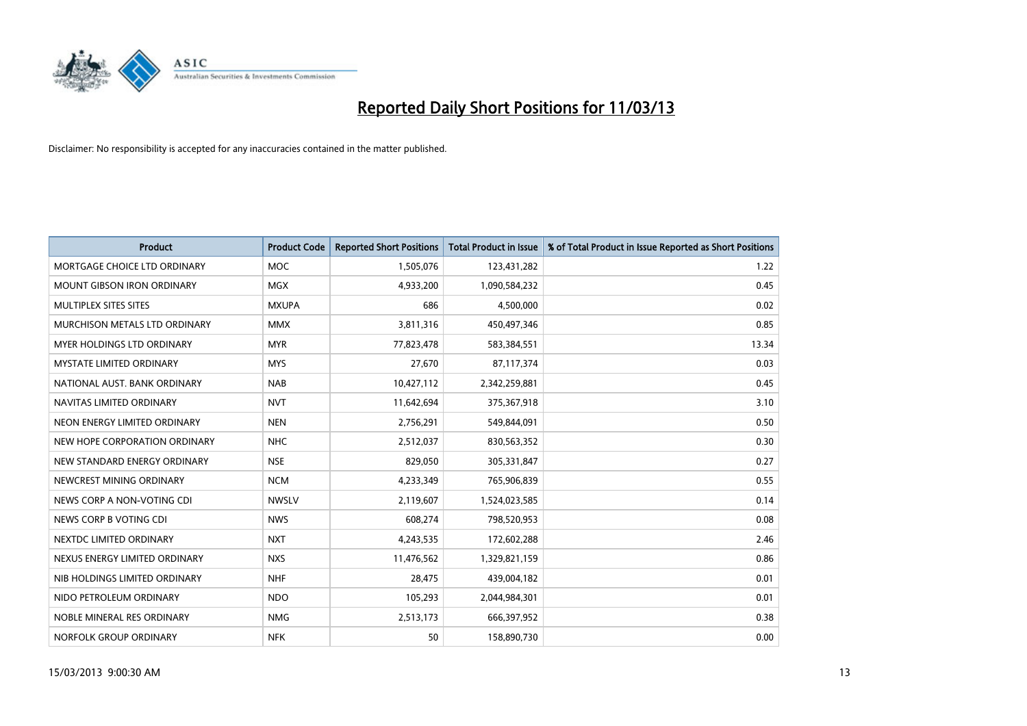# Reported Daily Short Positions for 11/03/13

Disclaimer: No responsibility is accepted for any inaccuracies contained in the matter published.

| Product | Product Code | Reported Short Positions | Total Product in Issue | % of Total Product in Issue Reported as Short Positions |
|---|---|---|---|---|
| MORTGAGE CHOICE LTD ORDINARY | MOC | 1,505,076 | 123,431,282 | 1.22 |
| MOUNT GIBSON IRON ORDINARY | MGX | 4,933,200 | 1,090,584,232 | 0.45 |
| MULTIPLEX SITES SITES | MXUPA | 686 | 4,500,000 | 0.02 |
| MURCHISON METALS LTD ORDINARY | MMX | 3,811,316 | 450,497,346 | 0.85 |
| MYER HOLDINGS LTD ORDINARY | MYR | 77,823,478 | 583,384,551 | 13.34 |
| MYSTATE LIMITED ORDINARY | MYS | 27,670 | 87,117,374 | 0.03 |
| NATIONAL AUST. BANK ORDINARY | NAB | 10,427,112 | 2,342,259,881 | 0.45 |
| NAVITAS LIMITED ORDINARY | NVT | 11,642,694 | 375,367,918 | 3.10 |
| NEON ENERGY LIMITED ORDINARY | NEN | 2,756,291 | 549,844,091 | 0.50 |
| NEW HOPE CORPORATION ORDINARY | NHC | 2,512,037 | 830,563,352 | 0.30 |
| NEW STANDARD ENERGY ORDINARY | NSE | 829,050 | 305,331,847 | 0.27 |
| NEWCREST MINING ORDINARY | NCM | 4,233,349 | 765,906,839 | 0.55 |
| NEWS CORP A NON-VOTING CDI | NWSLV | 2,119,607 | 1,524,023,585 | 0.14 |
| NEWS CORP B VOTING CDI | NWS | 608,274 | 798,520,953 | 0.08 |
| NEXTDC LIMITED ORDINARY | NXT | 4,243,535 | 172,602,288 | 2.46 |
| NEXUS ENERGY LIMITED ORDINARY | NXS | 11,476,562 | 1,329,821,159 | 0.86 |
| NIB HOLDINGS LIMITED ORDINARY | NHF | 28,475 | 439,004,182 | 0.01 |
| NIDO PETROLEUM ORDINARY | NDO | 105,293 | 2,044,984,301 | 0.01 |
| NOBLE MINERAL RES ORDINARY | NMG | 2,513,173 | 666,397,952 | 0.38 |
| NORFOLK GROUP ORDINARY | NFK | 50 | 158,890,730 | 0.00 |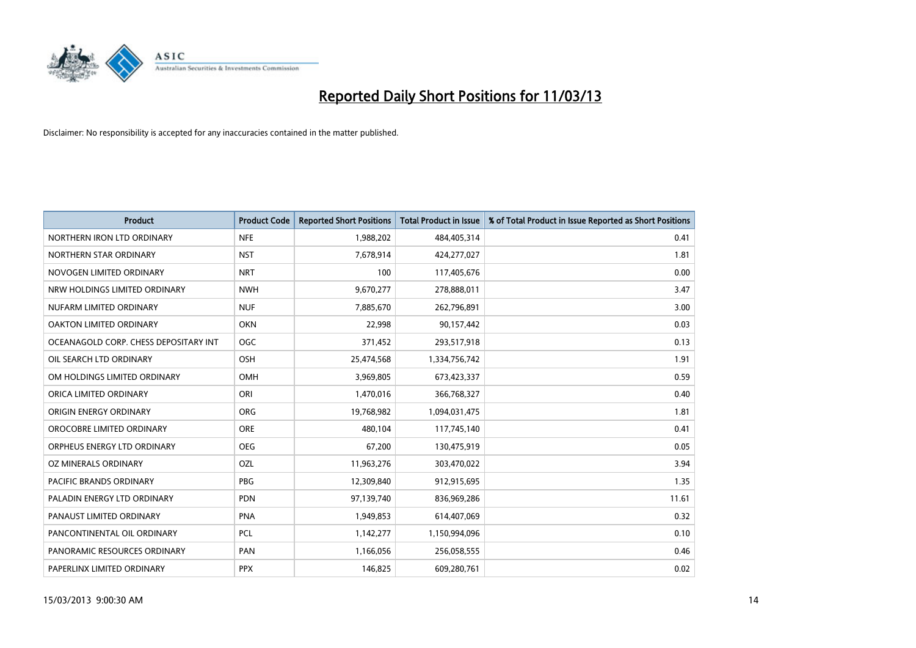# Reported Daily Short Positions for 11/03/13

Disclaimer: No responsibility is accepted for any inaccuracies contained in the matter published.

| Product | Product Code | Reported Short Positions | Total Product in Issue | % of Total Product in Issue Reported as Short Positions |
|---|---|---|---|---|
| NORTHERN IRON LTD ORDINARY | NFE | 1,988,202 | 484,405,314 | 0.41 |
| NORTHERN STAR ORDINARY | NST | 7,678,914 | 424,277,027 | 1.81 |
| NOVOGEN LIMITED ORDINARY | NRT | 100 | 117,405,676 | 0.00 |
| NRW HOLDINGS LIMITED ORDINARY | NWH | 9,670,277 | 278,888,011 | 3.47 |
| NUFARM LIMITED ORDINARY | NUF | 7,885,670 | 262,796,891 | 3.00 |
| OAKTON LIMITED ORDINARY | OKN | 22,998 | 90,157,442 | 0.03 |
| OCEANAGOLD CORP. CHESS DEPOSITARY INT | OGC | 371,452 | 293,517,918 | 0.13 |
| OIL SEARCH LTD ORDINARY | OSH | 25,474,568 | 1,334,756,742 | 1.91 |
| OM HOLDINGS LIMITED ORDINARY | OMH | 3,969,805 | 673,423,337 | 0.59 |
| ORICA LIMITED ORDINARY | ORI | 1,470,016 | 366,768,327 | 0.40 |
| ORIGIN ENERGY ORDINARY | ORG | 19,768,982 | 1,094,031,475 | 1.81 |
| OROCOBRE LIMITED ORDINARY | ORE | 480,104 | 117,745,140 | 0.41 |
| ORPHEUS ENERGY LTD ORDINARY | OEG | 67,200 | 130,475,919 | 0.05 |
| OZ MINERALS ORDINARY | OZL | 11,963,276 | 303,470,022 | 3.94 |
| PACIFIC BRANDS ORDINARY | PBG | 12,309,840 | 912,915,695 | 1.35 |
| PALADIN ENERGY LTD ORDINARY | PDN | 97,139,740 | 836,969,286 | 11.61 |
| PANAUST LIMITED ORDINARY | PNA | 1,949,853 | 614,407,069 | 0.32 |
| PANCONTINENTAL OIL ORDINARY | PCL | 1,142,277 | 1,150,994,096 | 0.10 |
| PANORAMIC RESOURCES ORDINARY | PAN | 1,166,056 | 256,058,555 | 0.46 |
| PAPERLINX LIMITED ORDINARY | PPX | 146,825 | 609,280,761 | 0.02 |

15/03/2013 9:00:30 AM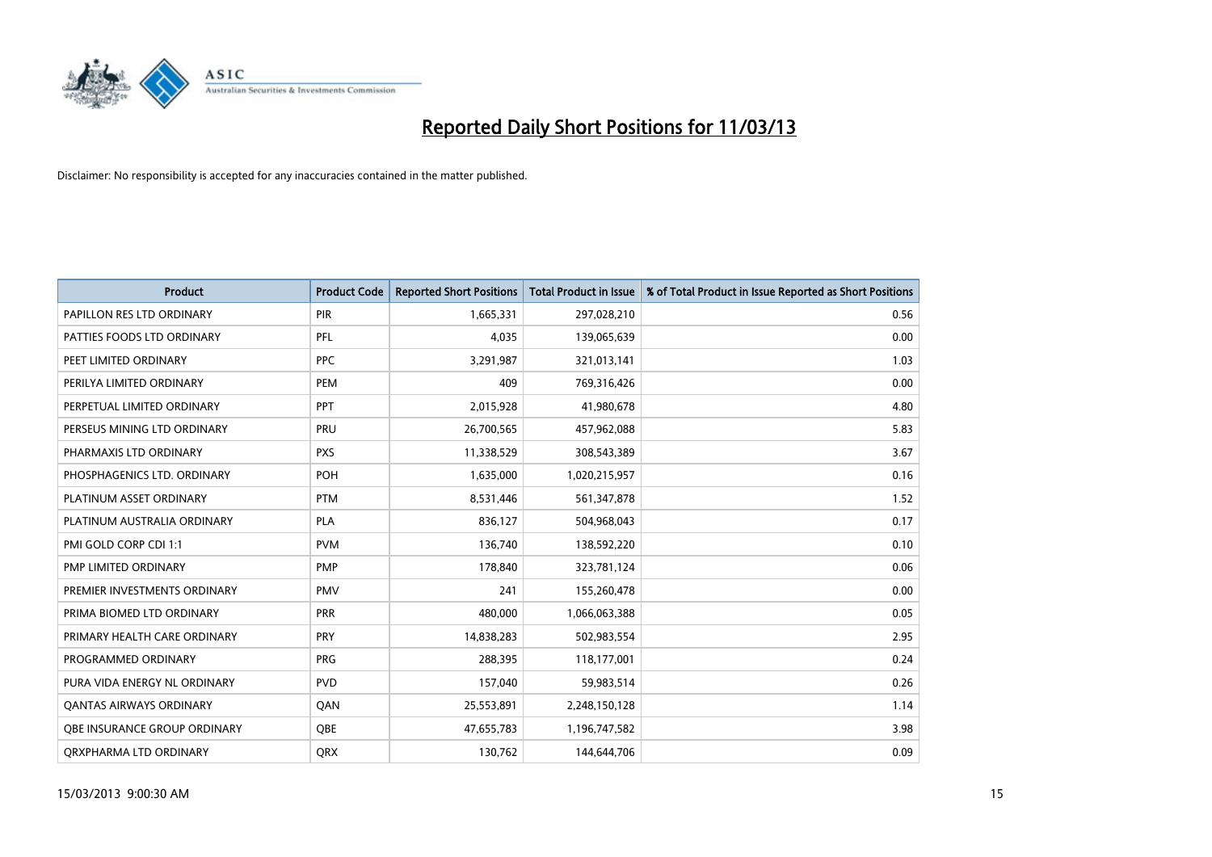# Reported Daily Short Positions for 11/03/13

Disclaimer: No responsibility is accepted for any inaccuracies contained in the matter published.

| Product | Product Code | Reported Short Positions | Total Product in Issue | % of Total Product in Issue Reported as Short Positions |
|---|---|---|---|---|
| PAPILLON RES LTD ORDINARY | PIR | 1,665,331 | 297,028,210 | 0.56 |
| PATTIES FOODS LTD ORDINARY | PFL | 4,035 | 139,065,639 | 0.00 |
| PEET LIMITED ORDINARY | PPC | 3,291,987 | 321,013,141 | 1.03 |
| PERILYA LIMITED ORDINARY | PEM | 409 | 769,316,426 | 0.00 |
| PERPETUAL LIMITED ORDINARY | PPT | 2,015,928 | 41,980,678 | 4.80 |
| PERSEUS MINING LTD ORDINARY | PRU | 26,700,565 | 457,962,088 | 5.83 |
| PHARMAXIS LTD ORDINARY | PXS | 11,338,529 | 308,543,389 | 3.67 |
| PHOSPHAGENICS LTD. ORDINARY | POH | 1,635,000 | 1,020,215,957 | 0.16 |
| PLATINUM ASSET ORDINARY | PTM | 8,531,446 | 561,347,878 | 1.52 |
| PLATINUM AUSTRALIA ORDINARY | PLA | 836,127 | 504,968,043 | 0.17 |
| PMI GOLD CORP CDI 1:1 | PVM | 136,740 | 138,592,220 | 0.10 |
| PMP LIMITED ORDINARY | PMP | 178,840 | 323,781,124 | 0.06 |
| PREMIER INVESTMENTS ORDINARY | PMV | 241 | 155,260,478 | 0.00 |
| PRIMA BIOMED LTD ORDINARY | PRR | 480,000 | 1,066,063,388 | 0.05 |
| PRIMARY HEALTH CARE ORDINARY | PRY | 14,838,283 | 502,983,554 | 2.95 |
| PROGRAMMED ORDINARY | PRG | 288,395 | 118,177,001 | 0.24 |
| PURA VIDA ENERGY NL ORDINARY | PVD | 157,040 | 59,983,514 | 0.26 |
| QANTAS AIRWAYS ORDINARY | QAN | 25,553,891 | 2,248,150,128 | 1.14 |
| QBE INSURANCE GROUP ORDINARY | QBE | 47,655,783 | 1,196,747,582 | 3.98 |
| QRXPHARMA LTD ORDINARY | QRX | 130,762 | 144,644,706 | 0.09 |

15/03/2013 9:00:30 AM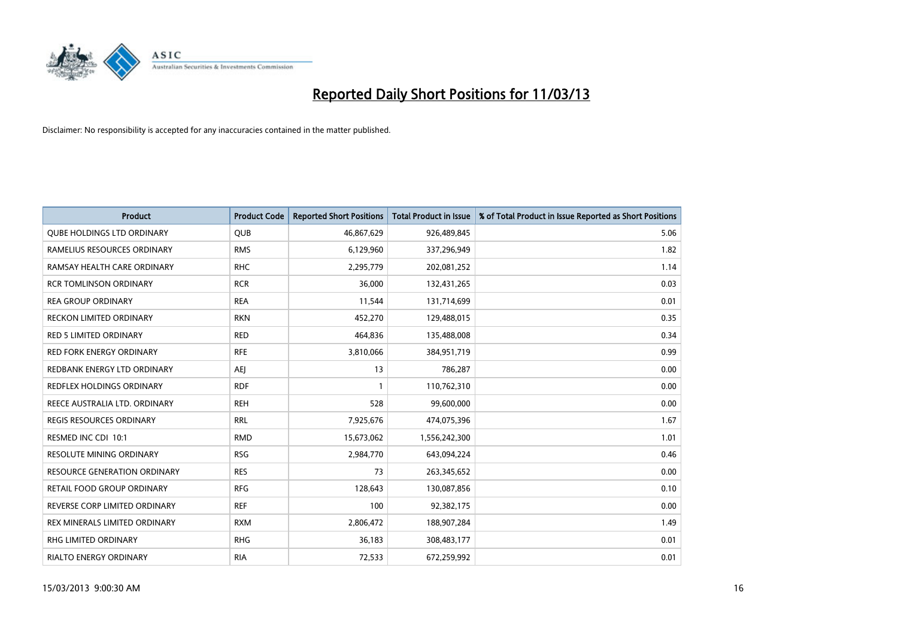# Reported Daily Short Positions for 11/03/13

Disclaimer: No responsibility is accepted for any inaccuracies contained in the matter published.

| Product | Product Code | Reported Short Positions | Total Product in Issue | % of Total Product in Issue Reported as Short Positions |
|---|---|---|---|---|
| QUBE HOLDINGS LTD ORDINARY | QUB | 46,867,629 | 926,489,845 | 5.06 |
| RAMELIUS RESOURCES ORDINARY | RMS | 6,129,960 | 337,296,949 | 1.82 |
| RAMSAY HEALTH CARE ORDINARY | RHC | 2,295,779 | 202,081,252 | 1.14 |
| RCR TOMLINSON ORDINARY | RCR | 36,000 | 132,431,265 | 0.03 |
| REA GROUP ORDINARY | REA | 11,544 | 131,714,699 | 0.01 |
| RECKON LIMITED ORDINARY | RKN | 452,270 | 129,488,015 | 0.35 |
| RED 5 LIMITED ORDINARY | RED | 464,836 | 135,488,008 | 0.34 |
| RED FORK ENERGY ORDINARY | RFE | 3,810,066 | 384,951,719 | 0.99 |
| REDBANK ENERGY LTD ORDINARY | AEJ | 13 | 786,287 | 0.00 |
| REDFLEX HOLDINGS ORDINARY | RDF | 1 | 110,762,310 | 0.00 |
| REECE AUSTRALIA LTD. ORDINARY | REH | 528 | 99,600,000 | 0.00 |
| REGIS RESOURCES ORDINARY | RRL | 7,925,676 | 474,075,396 | 1.67 |
| RESMED INC CDI 10:1 | RMD | 15,673,062 | 1,556,242,300 | 1.01 |
| RESOLUTE MINING ORDINARY | RSG | 2,984,770 | 643,094,224 | 0.46 |
| RESOURCE GENERATION ORDINARY | RES | 73 | 263,345,652 | 0.00 |
| RETAIL FOOD GROUP ORDINARY | RFG | 128,643 | 130,087,856 | 0.10 |
| REVERSE CORP LIMITED ORDINARY | REF | 100 | 92,382,175 | 0.00 |
| REX MINERALS LIMITED ORDINARY | RXM | 2,806,472 | 188,907,284 | 1.49 |
| RHG LIMITED ORDINARY | RHG | 36,183 | 308,483,177 | 0.01 |
| RIALTO ENERGY ORDINARY | RIA | 72,533 | 672,259,992 | 0.01 |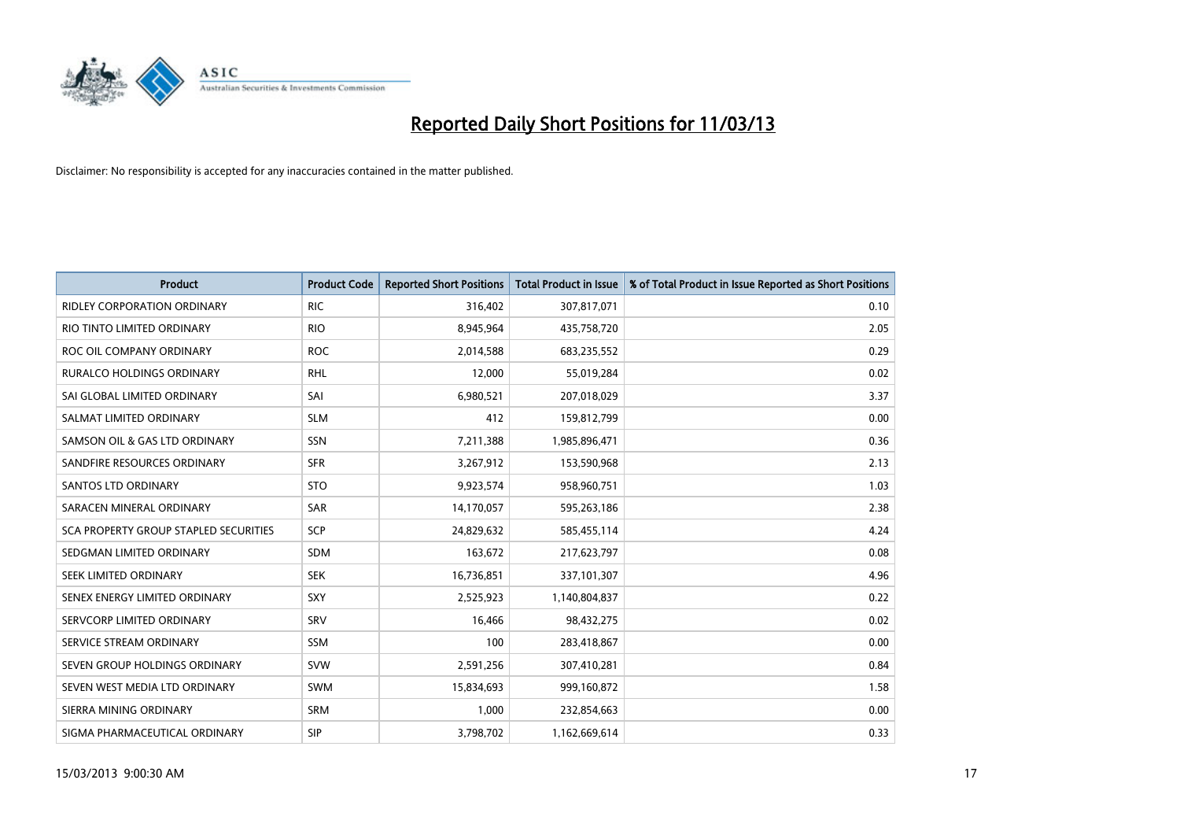# Reported Daily Short Positions for 11/03/13

Disclaimer: No responsibility is accepted for any inaccuracies contained in the matter published.

| Product | Product Code | Reported Short Positions | Total Product in Issue | % of Total Product in Issue Reported as Short Positions |
|---|---|---|---|---|
| RIDLEY CORPORATION ORDINARY | RIC | 316,402 | 307,817,071 | 0.10 |
| RIO TINTO LIMITED ORDINARY | RIO | 8,945,964 | 435,758,720 | 2.05 |
| ROC OIL COMPANY ORDINARY | ROC | 2,014,588 | 683,235,552 | 0.29 |
| RURALCO HOLDINGS ORDINARY | RHL | 12,000 | 55,019,284 | 0.02 |
| SAI GLOBAL LIMITED ORDINARY | SAI | 6,980,521 | 207,018,029 | 3.37 |
| SALMAT LIMITED ORDINARY | SLM | 412 | 159,812,799 | 0.00 |
| SAMSON OIL & GAS LTD ORDINARY | SSN | 7,211,388 | 1,985,896,471 | 0.36 |
| SANDFIRE RESOURCES ORDINARY | SFR | 3,267,912 | 153,590,968 | 2.13 |
| SANTOS LTD ORDINARY | STO | 9,923,574 | 958,960,751 | 1.03 |
| SARACEN MINERAL ORDINARY | SAR | 14,170,057 | 595,263,186 | 2.38 |
| SCA PROPERTY GROUP STAPLED SECURITIES | SCP | 24,829,632 | 585,455,114 | 4.24 |
| SEDGMAN LIMITED ORDINARY | SDM | 163,672 | 217,623,797 | 0.08 |
| SEEK LIMITED ORDINARY | SEK | 16,736,851 | 337,101,307 | 4.96 |
| SENEX ENERGY LIMITED ORDINARY | SXY | 2,525,923 | 1,140,804,837 | 0.22 |
| SERVCORP LIMITED ORDINARY | SRV | 16,466 | 98,432,275 | 0.02 |
| SERVICE STREAM ORDINARY | SSM | 100 | 283,418,867 | 0.00 |
| SEVEN GROUP HOLDINGS ORDINARY | SVW | 2,591,256 | 307,410,281 | 0.84 |
| SEVEN WEST MEDIA LTD ORDINARY | SWM | 15,834,693 | 999,160,872 | 1.58 |
| SIERRA MINING ORDINARY | SRM | 1,000 | 232,854,663 | 0.00 |
| SIGMA PHARMACEUTICAL ORDINARY | SIP | 3,798,702 | 1,162,669,614 | 0.33 |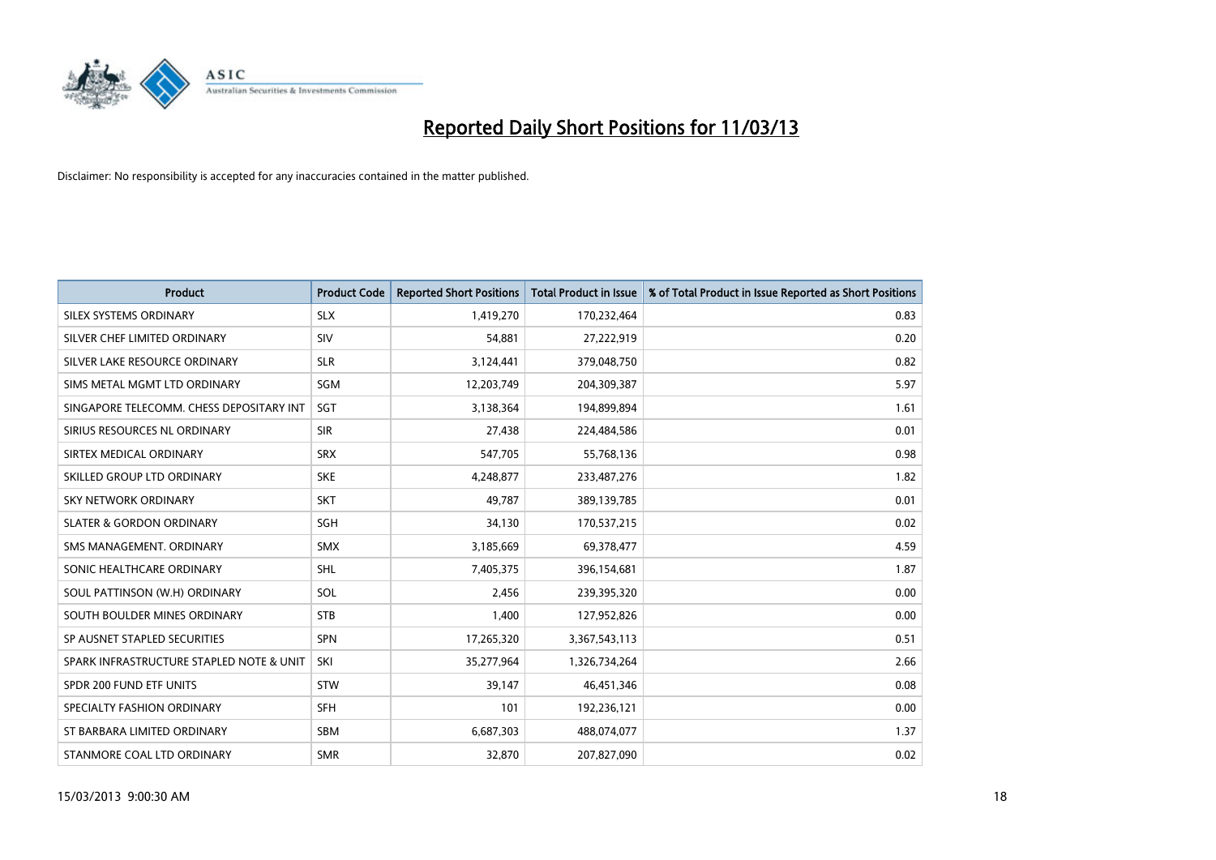# Reported Daily Short Positions for 11/03/13

Disclaimer: No responsibility is accepted for any inaccuracies contained in the matter published.

| Product | Product Code | Reported Short Positions | Total Product in Issue | % of Total Product in Issue Reported as Short Positions |
|---|---|---|---|---|
| SILEX SYSTEMS ORDINARY | SLX | 1,419,270 | 170,232,464 | 0.83 |
| SILVER CHEF LIMITED ORDINARY | SIV | 54,881 | 27,222,919 | 0.20 |
| SILVER LAKE RESOURCE ORDINARY | SLR | 3,124,441 | 379,048,750 | 0.82 |
| SIMS METAL MGMT LTD ORDINARY | SGM | 12,203,749 | 204,309,387 | 5.97 |
| SINGAPORE TELECOMM. CHESS DEPOSITARY INT | SGT | 3,138,364 | 194,899,894 | 1.61 |
| SIRIUS RESOURCES NL ORDINARY | SIR | 27,438 | 224,484,586 | 0.01 |
| SIRTEX MEDICAL ORDINARY | SRX | 547,705 | 55,768,136 | 0.98 |
| SKILLED GROUP LTD ORDINARY | SKE | 4,248,877 | 233,487,276 | 1.82 |
| SKY NETWORK ORDINARY | SKT | 49,787 | 389,139,785 | 0.01 |
| SLATER & GORDON ORDINARY | SGH | 34,130 | 170,537,215 | 0.02 |
| SMS MANAGEMENT. ORDINARY | SMX | 3,185,669 | 69,378,477 | 4.59 |
| SONIC HEALTHCARE ORDINARY | SHL | 7,405,375 | 396,154,681 | 1.87 |
| SOUL PATTINSON (W.H) ORDINARY | SOL | 2,456 | 239,395,320 | 0.00 |
| SOUTH BOULDER MINES ORDINARY | STB | 1,400 | 127,952,826 | 0.00 |
| SP AUSNET STAPLED SECURITIES | SPN | 17,265,320 | 3,367,543,113 | 0.51 |
| SPARK INFRASTRUCTURE STAPLED NOTE & UNIT | SKI | 35,277,964 | 1,326,734,264 | 2.66 |
| SPDR 200 FUND ETF UNITS | STW | 39,147 | 46,451,346 | 0.08 |
| SPECIALTY FASHION ORDINARY | SFH | 101 | 192,236,121 | 0.00 |
| ST BARBARA LIMITED ORDINARY | SBM | 6,687,303 | 488,074,077 | 1.37 |
| STANMORE COAL LTD ORDINARY | SMR | 32,870 | 207,827,090 | 0.02 |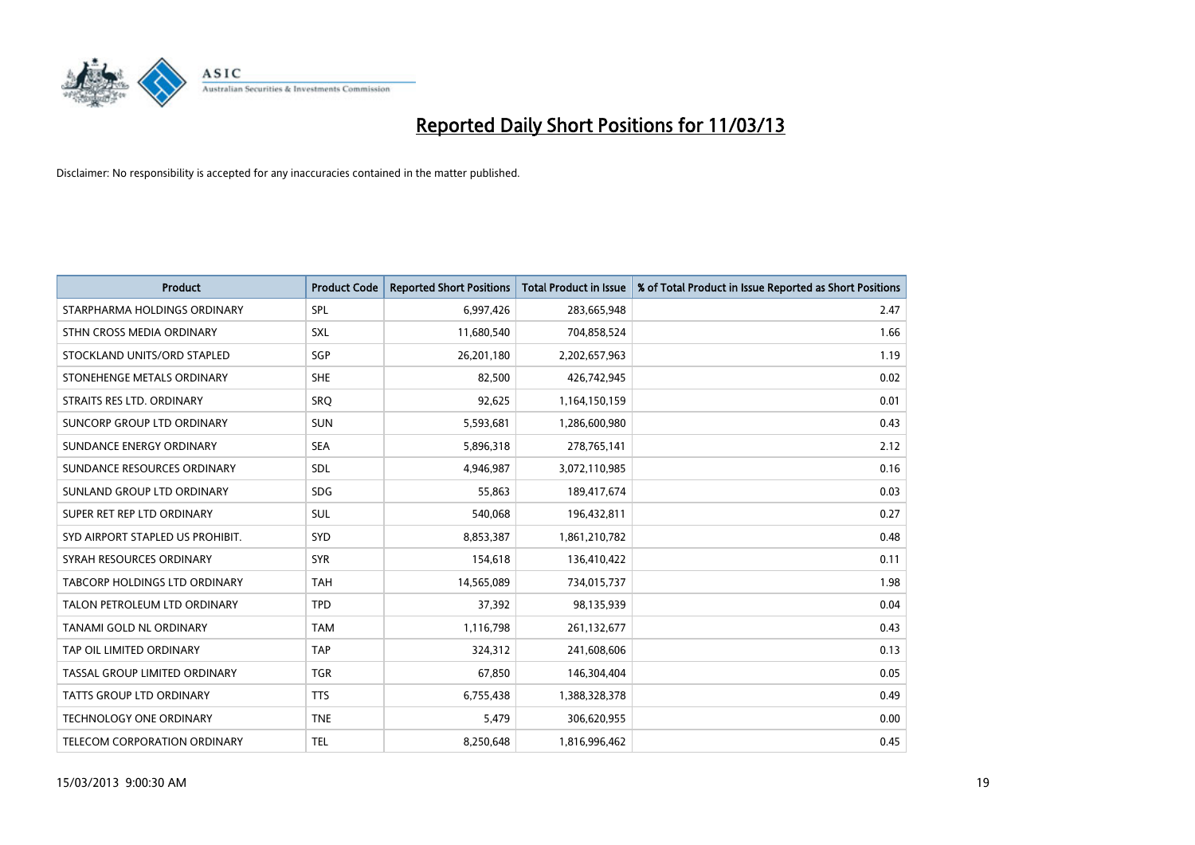# Reported Daily Short Positions for 11/03/13

Disclaimer: No responsibility is accepted for any inaccuracies contained in the matter published.

| Product | Product Code | Reported Short Positions | Total Product in Issue | % of Total Product in Issue Reported as Short Positions |
|---|---|---|---|---|
| STARPHARMA HOLDINGS ORDINARY | SPL | 6,997,426 | 283,665,948 | 2.47 |
| STHN CROSS MEDIA ORDINARY | SXL | 11,680,540 | 704,858,524 | 1.66 |
| STOCKLAND UNITS/ORD STAPLED | SGP | 26,201,180 | 2,202,657,963 | 1.19 |
| STONEHENGE METALS ORDINARY | SHE | 82,500 | 426,742,945 | 0.02 |
| STRAITS RES LTD. ORDINARY | SRQ | 92,625 | 1,164,150,159 | 0.01 |
| SUNCORP GROUP LTD ORDINARY | SUN | 5,593,681 | 1,286,600,980 | 0.43 |
| SUNDANCE ENERGY ORDINARY | SEA | 5,896,318 | 278,765,141 | 2.12 |
| SUNDANCE RESOURCES ORDINARY | SDL | 4,946,987 | 3,072,110,985 | 0.16 |
| SUNLAND GROUP LTD ORDINARY | SDG | 55,863 | 189,417,674 | 0.03 |
| SUPER RET REP LTD ORDINARY | SUL | 540,068 | 196,432,811 | 0.27 |
| SYD AIRPORT STAPLED US PROHIBIT. | SYD | 8,853,387 | 1,861,210,782 | 0.48 |
| SYRAH RESOURCES ORDINARY | SYR | 154,618 | 136,410,422 | 0.11 |
| TABCORP HOLDINGS LTD ORDINARY | TAH | 14,565,089 | 734,015,737 | 1.98 |
| TALON PETROLEUM LTD ORDINARY | TPD | 37,392 | 98,135,939 | 0.04 |
| TANAMI GOLD NL ORDINARY | TAM | 1,116,798 | 261,132,677 | 0.43 |
| TAP OIL LIMITED ORDINARY | TAP | 324,312 | 241,608,606 | 0.13 |
| TASSAL GROUP LIMITED ORDINARY | TGR | 67,850 | 146,304,404 | 0.05 |
| TATTS GROUP LTD ORDINARY | TTS | 6,755,438 | 1,388,328,378 | 0.49 |
| TECHNOLOGY ONE ORDINARY | TNE | 5,479 | 306,620,955 | 0.00 |
| TELECOM CORPORATION ORDINARY | TEL | 8,250,648 | 1,816,996,462 | 0.45 |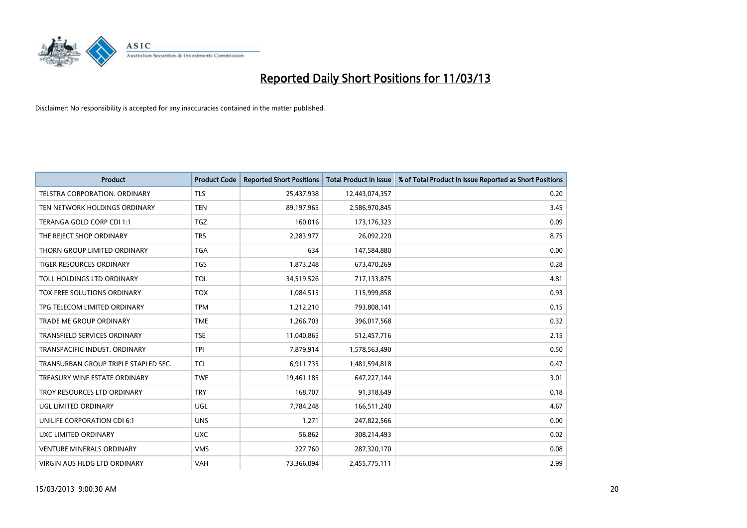# Reported Daily Short Positions for 11/03/13

Disclaimer: No responsibility is accepted for any inaccuracies contained in the matter published.

| Product | Product Code | Reported Short Positions | Total Product in Issue | % of Total Product in Issue Reported as Short Positions |
|---|---|---|---|---|
| TELSTRA CORPORATION. ORDINARY | TLS | 25,437,938 | 12,443,074,357 | 0.20 |
| TEN NETWORK HOLDINGS ORDINARY | TEN | 89,197,965 | 2,586,970,845 | 3.45 |
| TERANGA GOLD CORP CDI 1:1 | TGZ | 160,016 | 173,176,323 | 0.09 |
| THE REJECT SHOP ORDINARY | TRS | 2,283,977 | 26,092,220 | 8.75 |
| THORN GROUP LIMITED ORDINARY | TGA | 634 | 147,584,880 | 0.00 |
| TIGER RESOURCES ORDINARY | TGS | 1,873,248 | 673,470,269 | 0.28 |
| TOLL HOLDINGS LTD ORDINARY | TOL | 34,519,526 | 717,133,875 | 4.81 |
| TOX FREE SOLUTIONS ORDINARY | TOX | 1,084,515 | 115,999,858 | 0.93 |
| TPG TELECOM LIMITED ORDINARY | TPM | 1,212,210 | 793,808,141 | 0.15 |
| TRADE ME GROUP ORDINARY | TME | 1,266,703 | 396,017,568 | 0.32 |
| TRANSFIELD SERVICES ORDINARY | TSE | 11,040,865 | 512,457,716 | 2.15 |
| TRANSPACIFIC INDUST. ORDINARY | TPI | 7,879,914 | 1,578,563,490 | 0.50 |
| TRANSURBAN GROUP TRIPLE STAPLED SEC. | TCL | 6,911,735 | 1,481,594,818 | 0.47 |
| TREASURY WINE ESTATE ORDINARY | TWE | 19,461,185 | 647,227,144 | 3.01 |
| TROY RESOURCES LTD ORDINARY | TRY | 168,707 | 91,318,649 | 0.18 |
| UGL LIMITED ORDINARY | UGL | 7,784,248 | 166,511,240 | 4.67 |
| UNILIFE CORPORATION CDI 6:1 | UNS | 1,271 | 247,822,566 | 0.00 |
| UXC LIMITED ORDINARY | UXC | 56,862 | 308,214,493 | 0.02 |
| VENTURE MINERALS ORDINARY | VMS | 227,760 | 287,320,170 | 0.08 |
| VIRGIN AUS HLDG LTD ORDINARY | VAH | 73,366,094 | 2,455,775,111 | 2.99 |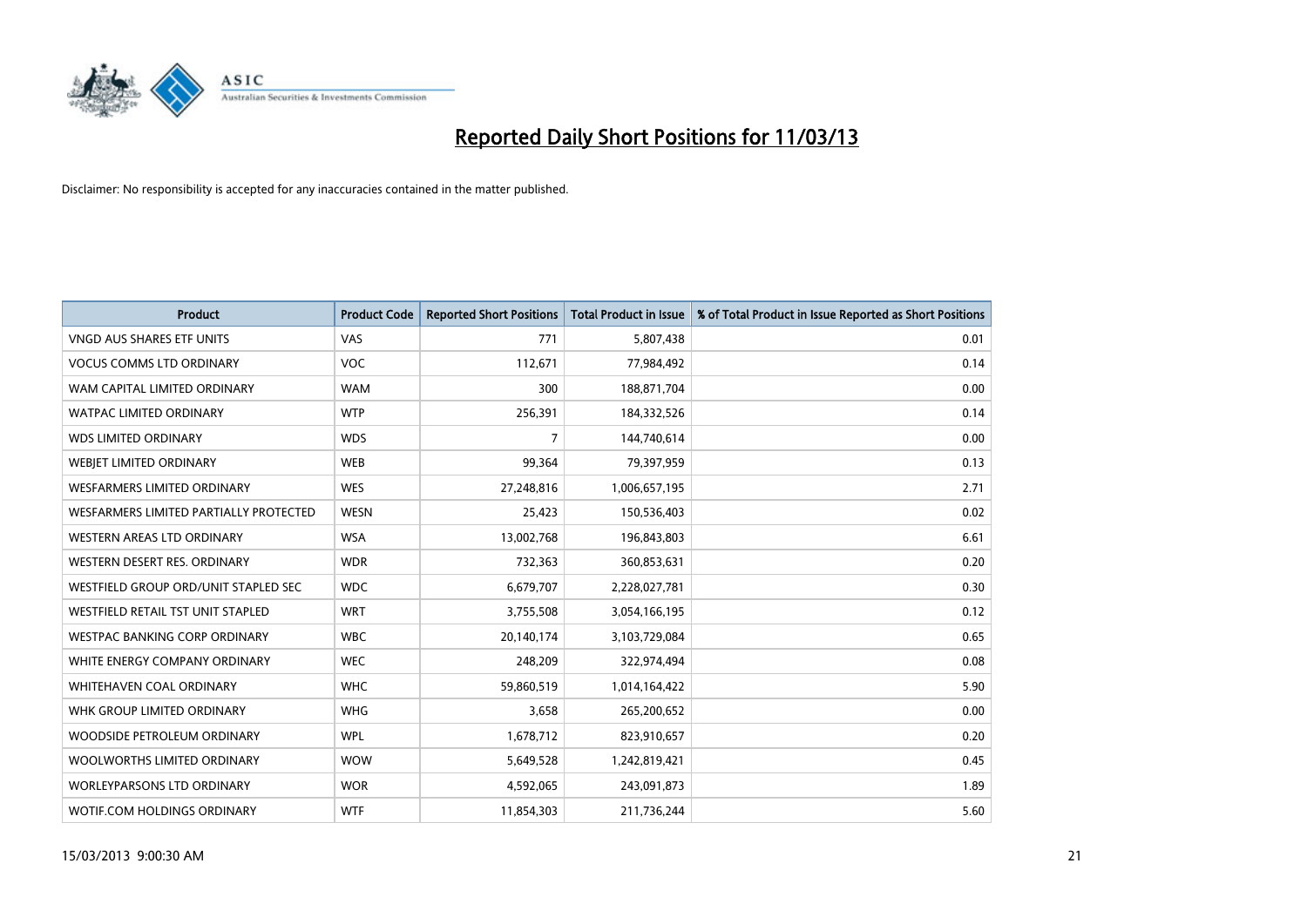# Reported Daily Short Positions for 11/03/13

Disclaimer: No responsibility is accepted for any inaccuracies contained in the matter published.

| Product | Product Code | Reported Short Positions | Total Product in Issue | % of Total Product in Issue Reported as Short Positions |
|---|---|---|---|---|
| VNGD AUS SHARES ETF UNITS | VAS | 771 | 5,807,438 | 0.01 |
| VOCUS COMMS LTD ORDINARY | VOC | 112,671 | 77,984,492 | 0.14 |
| WAM CAPITAL LIMITED ORDINARY | WAM | 300 | 188,871,704 | 0.00 |
| WATPAC LIMITED ORDINARY | WTP | 256,391 | 184,332,526 | 0.14 |
| WDS LIMITED ORDINARY | WDS | 7 | 144,740,614 | 0.00 |
| WEBJET LIMITED ORDINARY | WEB | 99,364 | 79,397,959 | 0.13 |
| WESFARMERS LIMITED ORDINARY | WES | 27,248,816 | 1,006,657,195 | 2.71 |
| WESFARMERS LIMITED PARTIALLY PROTECTED | WESN | 25,423 | 150,536,403 | 0.02 |
| WESTERN AREAS LTD ORDINARY | WSA | 13,002,768 | 196,843,803 | 6.61 |
| WESTERN DESERT RES. ORDINARY | WDR | 732,363 | 360,853,631 | 0.20 |
| WESTFIELD GROUP ORD/UNIT STAPLED SEC | WDC | 6,679,707 | 2,228,027,781 | 0.30 |
| WESTFIELD RETAIL TST UNIT STAPLED | WRT | 3,755,508 | 3,054,166,195 | 0.12 |
| WESTPAC BANKING CORP ORDINARY | WBC | 20,140,174 | 3,103,729,084 | 0.65 |
| WHITE ENERGY COMPANY ORDINARY | WEC | 248,209 | 322,974,494 | 0.08 |
| WHITEHAVEN COAL ORDINARY | WHC | 59,860,519 | 1,014,164,422 | 5.90 |
| WHK GROUP LIMITED ORDINARY | WHG | 3,658 | 265,200,652 | 0.00 |
| WOODSIDE PETROLEUM ORDINARY | WPL | 1,678,712 | 823,910,657 | 0.20 |
| WOOLWORTHS LIMITED ORDINARY | WOW | 5,649,528 | 1,242,819,421 | 0.45 |
| WORLEYPARSONS LTD ORDINARY | WOR | 4,592,065 | 243,091,873 | 1.89 |
| WOTIF.COM HOLDINGS ORDINARY | WTF | 11,854,303 | 211,736,244 | 5.60 |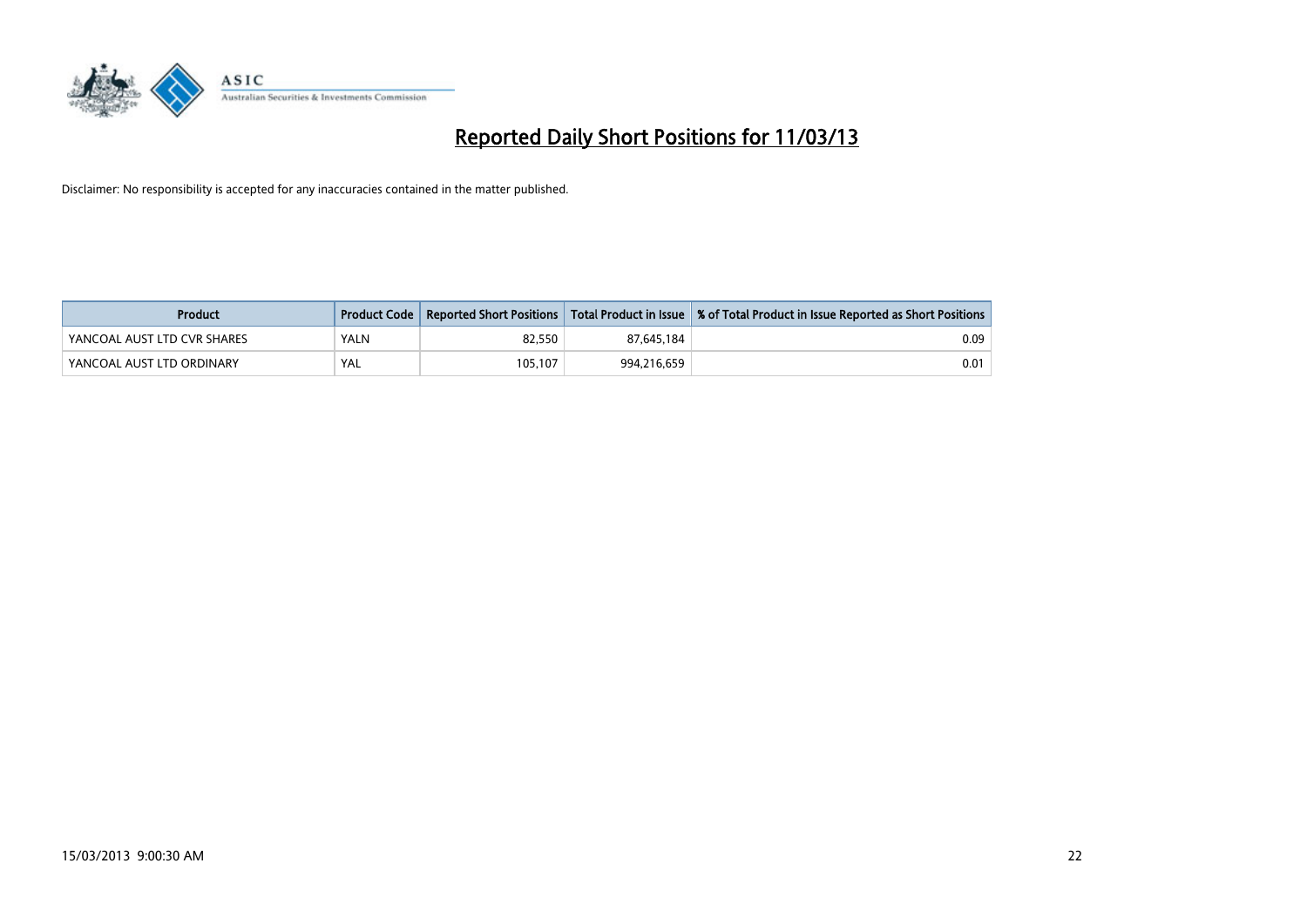# Reported Daily Short Positions for 11/03/13

Disclaimer: No responsibility is accepted for any inaccuracies contained in the matter published.

| Product | Product Code | Reported Short Positions | Total Product in Issue | % of Total Product in Issue Reported as Short Positions |
| --- | --- | --- | --- | --- |
| YANCOAL AUST LTD CVR SHARES | YALN | 82,550 | 87,645,184 | 0.09 |
| YANCOAL AUST LTD ORDINARY | YAL | 105,107 | 994,216,659 | 0.01 |